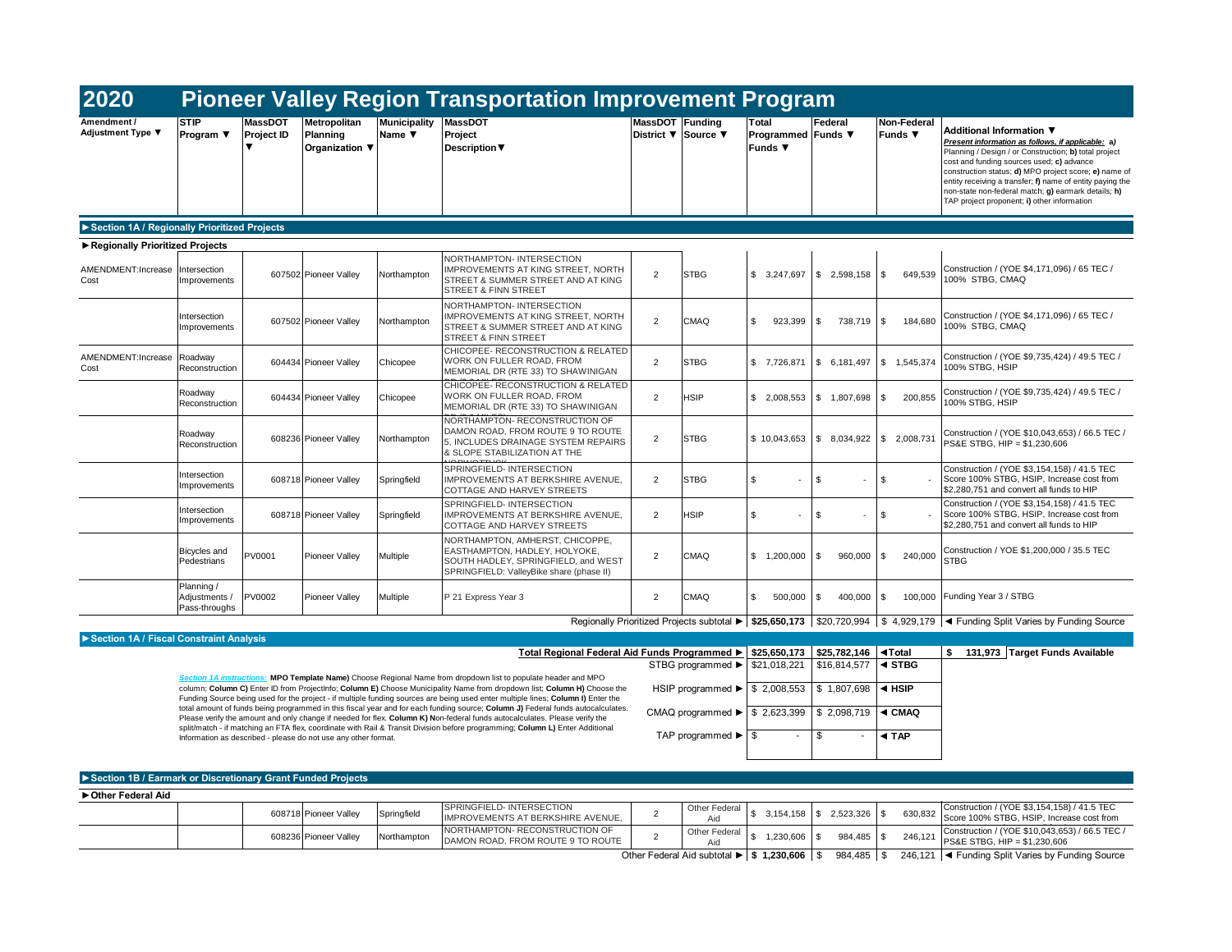# 2020 Pioneer Valley Region Transportation Improvement Program

| Amendment / Adjustment Type ▼ | STIP Program ▼ | MassDOT Project ID ▼ | Metropolitan Planning Organization ▼ | Municipality Name ▼ | MassDOT Project Description▼ | MassDOT District ▼ | Funding Source ▼ | Total Programmed Funds ▼ | Federal Funds ▼ | Non-Federal Funds ▼ | Additional Information ▼ *Present information as follows, if applicable:* **a)** Planning / Design / or Construction; **b)** total project cost and funding sources used; **c)** advance construction status; **d)** MPO project score; **e)** name of entity receiving a transfer; **f)** name of entity paying the non-state non-federal match; **g)** earmark details; **h)** TAP project proponent; **i)** other information |
|---|---|---|---|---|---|---|---|---|---|---|---|
| **►Section 1A / Regionally Prioritized Projects** | | | | | | | | | | | |
| **►Regionally Prioritized Projects** | | | | | | | | | | | |
| AMENDMENT:Increase Cost | Intersection Improvements | 607502 | Pioneer Valley | Northampton | NORTHAMPTON- INTERSECTION IMPROVEMENTS AT KING STREET, NORTH STREET & SUMMER STREET AND AT KING STREET & FINN STREET | 2 | STBG | $ 3,247,697 | $ 2,598,158 | $ 649,539 | Construction / (YOE $4,171,096) / 65 TEC / 100% STBG, CMAQ |
| | Intersection Improvements | 607502 | Pioneer Valley | Northampton | NORTHAMPTON- INTERSECTION IMPROVEMENTS AT KING STREET, NORTH STREET & SUMMER STREET AND AT KING STREET & FINN STREET | 2 | CMAQ | $ 923,399 | $ 738,719 | $ 184,680 | Construction / (YOE $4,171,096) / 65 TEC / 100% STBG, CMAQ |
| AMENDMENT:Increase Cost | Roadway Reconstruction | 604434 | Pioneer Valley | Chicopee | CHICOPEE- RECONSTRUCTION & RELATED WORK ON FULLER ROAD, FROM MEMORIAL DR (RTE 33) TO SHAWINIGAN | 2 | STBG | $ 7,726,871 | $ 6,181,497 | $ 1,545,374 | Construction / (YOE $9,735,424) / 49.5 TEC / 100% STBG, HSIP |
| | Roadway Reconstruction | 604434 | Pioneer Valley | Chicopee | CHICOPEE- RECONSTRUCTION & RELATED WORK ON FULLER ROAD, FROM MEMORIAL DR (RTE 33) TO SHAWINIGAN | 2 | HSIP | $ 2,008,553 | $ 1,807,698 | $ 200,855 | Construction / (YOE $9,735,424) / 49.5 TEC / 100% STBG, HSIP |
| | Roadway Reconstruction | 608236 | Pioneer Valley | Northampton | NORTHAMPTON- RECONSTRUCTION OF DAMON ROAD, FROM ROUTE 9 TO ROUTE 5, INCLUDES DRAINAGE SYSTEM REPAIRS & SLOPE STABILIZATION AT THE | 2 | STBG | $ 10,043,653 | $ 8,034,922 | $ 2,008,731 | Construction / (YOE $10,043,653) / 66.5 TEC / PS&E STBG, HIP = $1,230,606 |
| | Intersection Improvements | 608718 | Pioneer Valley | Springfield | SPRINGFIELD- INTERSECTION IMPROVEMENTS AT BERKSHIRE AVENUE, COTTAGE AND HARVEY STREETS | 2 | STBG | $ - | $ - | $ - | Construction / (YOE $3,154,158) / 41.5 TEC Score 100% STBG, HSIP, Increase cost from $2,280,751 and convert all funds to HIP |
| | Intersection Improvements | 608718 | Pioneer Valley | Springfield | SPRINGFIELD- INTERSECTION IMPROVEMENTS AT BERKSHIRE AVENUE, COTTAGE AND HARVEY STREETS | 2 | HSIP | $ - | $ - | $ - | Construction / (YOE $3,154,158) / 41.5 TEC Score 100% STBG, HSIP, Increase cost from $2,280,751 and convert all funds to HIP |
| | Bicycles and Pedestrians | PV0001 | Pioneer Valley | Multiple | NORTHAMPTON, AMHERST, CHICOPPE, EASTHAMPTON, HADLEY, HOLYOKE, SOUTH HADLEY, SPRINGFIELD, and WEST SPRINGFIELD: ValleyBike share (phase II) | 2 | CMAQ | $ 1,200,000 | $ 960,000 | $ 240,000 | Construction / YOE $1,200,000 / 35.5 TEC STBG |
| | Planning / Adjustments / Pass-throughs | PV0002 | Pioneer Valley | Multiple | P 21 Express Year 3 | 2 | CMAQ | $ 500,000 | $ 400,000 | $ 100,000 | Funding Year 3 / STBG |
| | | | | | | | Regionally Prioritized Projects subtotal ► | $25,650,173 | $20,720,994 | $ 4,929,179 | ◄ Funding Split Varies by Funding Source |

**►Section 1A / Fiscal Constraint Analysis**

| | Total Programmed | Federal | | |
|---|---|---|---|---|
| Total Regional Federal Aid Funds Programmed ► | $25,650,173 | $25,782,146 | ◄Total | $ 131,973 Target Funds Available |
| STBG programmed ► | $21,018,221 | $16,814,577 | ◄ STBG | |
| HSIP programmed ► | $ 2,008,553 | $ 1,807,698 | ◄ HSIP | |
| CMAQ programmed ► | $ 2,623,399 | $ 2,098,719 | ◄ CMAQ | |
| TAP programmed ► | $ - | $ - | ◄ TAP | |

*Section 1A instructions:* **MPO Template Name)** Choose Regional Name from dropdown list to populate header and MPO column; **Column C)** Enter ID from ProjectInfo; **Column E)** Choose Municipality Name from dropdown list; **Column H)** Choose the Funding Source being used for the project - if multiple funding sources are being used enter multiple lines; **Column I)** Enter the total amount of funds being programmed in this fiscal year and for each funding source; **Column J)** Federal funds autocalculates. Please verify the amount and only change if needed for flex. **Column K)** Non-federal funds autocalculates. Please verify the split/match - if matching an FTA flex, coordinate with Rail & Transit Division before programming; **Column L)** Enter Additional Information as described - please do not use any other format.

**►Section 1B / Earmark or Discretionary Grant Funded Projects**

| Amendment / Adjustment Type | STIP Program | MassDOT Project ID | Metropolitan Planning Organization | Municipality Name | MassDOT Project Description | MassDOT District | Funding Source | Total Programmed Funds | Federal Funds | Non-Federal Funds | Additional Information |
|---|---|---|---|---|---|---|---|---|---|---|---|
| **►Other Federal Aid** | | | | | | | | | | | |
| | | 608718 | Pioneer Valley | Springfield | SPRINGFIELD- INTERSECTION IMPROVEMENTS AT BERKSHIRE AVENUE, | 2 | Other Federal Aid | $ 3,154,158 | $ 2,523,326 | $ 630,832 | Construction / (YOE $3,154,158) / 41.5 TEC Score 100% STBG, HSIP, Increase cost from |
| | | 608236 | Pioneer Valley | Northampton | NORTHAMPTON- RECONSTRUCTION OF DAMON ROAD, FROM ROUTE 9 TO ROUTE | 2 | Other Federal Aid | $ 1,230,606 | $ 984,485 | $ 246,121 | Construction / (YOE $10,043,653) / 66.5 TEC / PS&E STBG, HIP = $1,230,606 |
| | | | | | | | Other Federal Aid subtotal ► | $ 1,230,606 | $ 984,485 | $ 246,121 | ◄ Funding Split Varies by Funding Source |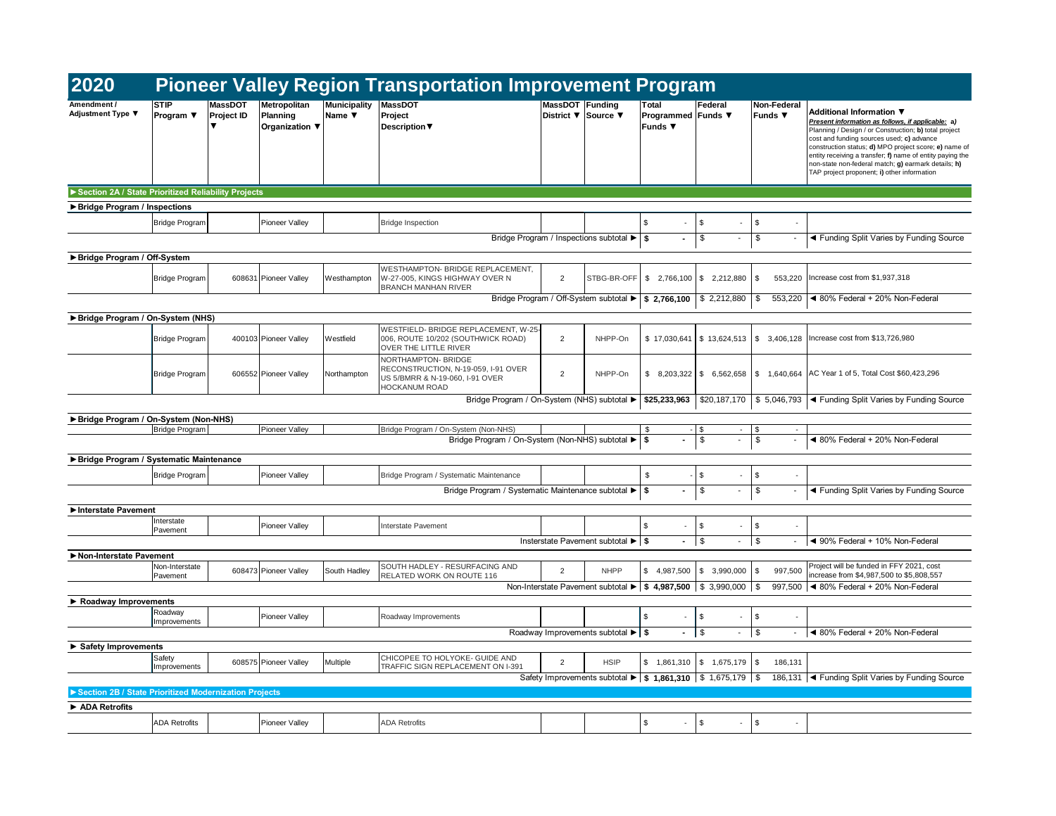# 2020 Pioneer Valley Region Transportation Improvement Program

| Amendment / Adjustment Type ▼ | STIP Program ▼ | MassDOT Project ID ▼ | Metropolitan Planning Organization ▼ | Municipality Name ▼ | MassDOT Project Description▼ | MassDOT District ▼ | Funding Source ▼ | Total Programmed Funds ▼ | Federal Funds ▼ | Non-Federal Funds ▼ | Additional Information ▼ *Present information as follows, if applicable:* **a)** Planning / Design / or Construction; **b)** total project cost and funding sources used; **c)** advance construction status; **d)** MPO project score; **e)** name of entity receiving a transfer; **f)** name of entity paying the non-state non-federal match; **g)** earmark details; **h)** TAP project proponent; **i)** other information |
|---|---|---|---|---|---|---|---|---|---|---|---|
| **►Section 2A / State Prioritized Reliability Projects** | | | | | | | | | | | |
| **►Bridge Program / Inspections** | | | | | | | | | | | |
| | Bridge Program | | Pioneer Valley | | Bridge Inspection | | | $ - | $ - | $ - | |
| | | | | | Bridge Program / Inspections subtotal ► | | | **$ -** | $ - | $ - | ◄ Funding Split Varies by Funding Source |
| **►Bridge Program / Off-System** | | | | | | | | | | | |
| | Bridge Program | 608631 | Pioneer Valley | Westhampton | WESTHAMPTON- BRIDGE REPLACEMENT, W-27-005, KINGS HIGHWAY OVER N BRANCH MANHAN RIVER | 2 | STBG-BR-OFF | $ 2,766,100 | $ 2,212,880 | $ 553,220 | Increase cost from $1,937,318 |
| | | | | | Bridge Program / Off-System subtotal ► | | | **$ 2,766,100** | $ 2,212,880 | $ 553,220 | ◄ 80% Federal + 20% Non-Federal |
| **►Bridge Program / On-System (NHS)** | | | | | | | | | | | |
| | Bridge Program | 400103 | Pioneer Valley | Westfield | WESTFIELD- BRIDGE REPLACEMENT, W-25-006, ROUTE 10/202 (SOUTHWICK ROAD) OVER THE LITTLE RIVER | 2 | NHPP-On | $ 17,030,641 | $ 13,624,513 | $ 3,406,128 | Increase cost from $13,726,980 |
| | Bridge Program | 606552 | Pioneer Valley | Northampton | NORTHAMPTON- BRIDGE RECONSTRUCTION, N-19-059, I-91 OVER US 5/BMRR & N-19-060, I-91 OVER HOCKANUM ROAD | 2 | NHPP-On | $ 8,203,322 | $ 6,562,658 | $ 1,640,664 | AC Year 1 of 5, Total Cost $60,423,296 |
| | | | | | Bridge Program / On-System (NHS) subtotal ► | | | **$25,233,963** | $20,187,170 | $ 5,046,793 | ◄ Funding Split Varies by Funding Source |
| **►Bridge Program / On-System (Non-NHS)** | | | | | | | | | | | |
| | Bridge Program | | Pioneer Valley | | Bridge Program / On-System (Non-NHS) | | | $ - | $ - | $ - | |
| | | | | | Bridge Program / On-System (Non-NHS) subtotal ► | | | **$ -** | $ - | $ - | ◄ 80% Federal + 20% Non-Federal |
| **►Bridge Program / Systematic Maintenance** | | | | | | | | | | | |
| | Bridge Program | | Pioneer Valley | | Bridge Program / Systematic Maintenance | | | $ - | $ - | $ - | |
| | | | | | Bridge Program / Systematic Maintenance subtotal ► | | | **$ -** | $ - | $ - | ◄ Funding Split Varies by Funding Source |
| **►Interstate Pavement** | | | | | | | | | | | |
| | Interstate Pavement | | Pioneer Valley | | Interstate Pavement | | | $ - | $ - | $ - | |
| | | | | | Insterstate Pavement subtotal ► | | | **$ -** | $ - | $ - | ◄ 90% Federal + 10% Non-Federal |
| **►Non-Interstate Pavement** | | | | | | | | | | | |
| | Non-Interstate Pavement | 608473 | Pioneer Valley | South Hadley | SOUTH HADLEY - RESURFACING AND RELATED WORK ON ROUTE 116 | 2 | NHPP | $ 4,987,500 | $ 3,990,000 | $ 997,500 | Project will be funded in FFY 2021, cost increase from $4,987,500 to $5,808,557 |
| | | | | | Non-Interstate Pavement subtotal ► | | | **$ 4,987,500** | $ 3,990,000 | $ 997,500 | ◄ 80% Federal + 20% Non-Federal |
| **► Roadway Improvements** | | | | | | | | | | | |
| | Roadway Improvements | | Pioneer Valley | | Roadway Improvements | | | $ - | $ - | $ - | |
| | | | | | Roadway Improvements subtotal ► | | | **$ -** | $ - | $ - | ◄ 80% Federal + 20% Non-Federal |
| **► Safety Improvements** | | | | | | | | | | | |
| | Safety Improvements | 608575 | Pioneer Valley | Multiple | CHICOPEE TO HOLYOKE- GUIDE AND TRAFFIC SIGN REPLACEMENT ON I-391 | 2 | HSIP | $ 1,861,310 | $ 1,675,179 | $ 186,131 | |
| | | | | | Safety Improvements subtotal ► | | | **$ 1,861,310** | $ 1,675,179 | $ 186,131 | ◄ Funding Split Varies by Funding Source |
| **►Section 2B / State Prioritized Modernization Projects** | | | | | | | | | | | |
| **► ADA Retrofits** | | | | | | | | | | | |
| | ADA Retrofits | | Pioneer Valley | | ADA Retrofits | | | $ - | $ - | $ - | |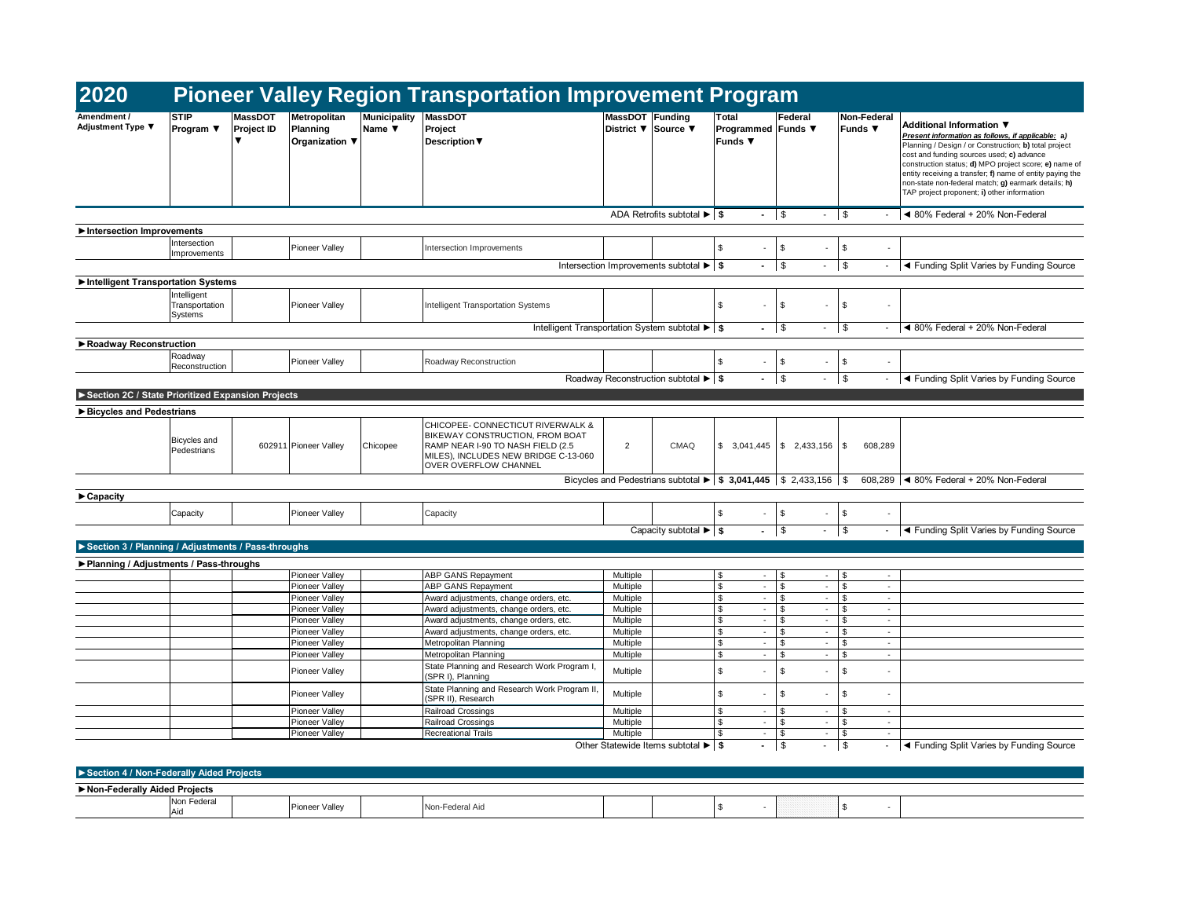# 2020 Pioneer Valley Region Transportation Improvement Program

| Amendment / Adjustment Type ▼ | STIP Program ▼ | MassDOT Project ID ▼ | Metropolitan Planning Organization ▼ | Municipality Name ▼ | MassDOT Project Description▼ | MassDOT District ▼ | Funding Source ▼ | Total Programmed Funds ▼ | Federal Funds ▼ | Non-Federal Funds ▼ | Additional Information ▼ *Present information as follows, if applicable: a) Planning / Design / or Construction; b) total project cost and funding sources used; c) advance construction status; d) MPO project score; e) name of entity receiving a transfer; f) name of entity paying the non-state non-federal match; g) earmark details; h) TAP project proponent; i) other information* |
|---|---|---|---|---|---|---|---|---|---|---|---|
| | | | | | | ADA Retrofits subtotal ► | | $ - | $ - | $ - | ◄ 80% Federal + 20% Non-Federal |
| **►Intersection Improvements** | | | | | | | | | | | |
| | Intersection Improvements | | Pioneer Valley | | Intersection Improvements | | | $ - | $ - | $ - | |
| | | | | | | Intersection Improvements subtotal ► | | $ - | $ - | $ - | ◄ Funding Split Varies by Funding Source |
| **►Intelligent Transportation Systems** | | | | | | | | | | | |
| | Intelligent Transportation Systems | | Pioneer Valley | | Intelligent Transportation Systems | | | $ - | $ - | $ - | |
| | | | | | | Intelligent Transportation System subtotal ► | | $ - | $ - | $ - | ◄ 80% Federal + 20% Non-Federal |
| **►Roadway Reconstruction** | | | | | | | | | | | |
| | Roadway Reconstruction | | Pioneer Valley | | Roadway Reconstruction | | | $ - | $ - | $ - | |
| | | | | | | Roadway Reconstruction subtotal ► | | $ - | $ - | $ - | ◄ Funding Split Varies by Funding Source |
| **►Section 2C / State Prioritized Expansion Projects** | | | | | | | | | | | |
| **►Bicycles and Pedestrians** | | | | | | | | | | | |
| | Bicycles and Pedestrians | 602911 | Pioneer Valley | Chicopee | CHICOPEE- CONNECTICUT RIVERWALK & BIKEWAY CONSTRUCTION, FROM BOAT RAMP NEAR I-90 TO NASH FIELD (2.5 MILES), INCLUDES NEW BRIDGE C-13-060 OVER OVERFLOW CHANNEL | 2 | CMAQ | $ 3,041,445 | $ 2,433,156 | $ 608,289 | |
| | | | | | | Bicycles and Pedestrians subtotal ► | | $ 3,041,445 | $ 2,433,156 | $ 608,289 | ◄ 80% Federal + 20% Non-Federal |
| **►Capacity** | | | | | | | | | | | |
| | Capacity | | Pioneer Valley | | Capacity | | | $ - | $ - | $ - | |
| | | | | | | Capacity subtotal ► | | $ - | $ - | $ - | ◄ Funding Split Varies by Funding Source |
| **►Section 3 / Planning / Adjustments / Pass-throughs** | | | | | | | | | | | |
| **►Planning / Adjustments / Pass-throughs** | | | | | | | | | | | |
| | | | Pioneer Valley | | ABP GANS Repayment | Multiple | | $ - | $ - | $ - | |
| | | | Pioneer Valley | | ABP GANS Repayment | Multiple | | $ - | $ - | $ - | |
| | | | Pioneer Valley | | Award adjustments, change orders, etc. | Multiple | | $ - | $ - | $ - | |
| | | | Pioneer Valley | | Award adjustments, change orders, etc. | Multiple | | $ - | $ - | $ - | |
| | | | Pioneer Valley | | Award adjustments, change orders, etc. | Multiple | | $ - | $ - | $ - | |
| | | | Pioneer Valley | | Award adjustments, change orders, etc. | Multiple | | $ - | $ - | $ - | |
| | | | Pioneer Valley | | Metropolitan Planning | Multiple | | $ - | $ - | $ - | |
| | | | Pioneer Valley | | Metropolitan Planning | Multiple | | $ - | $ - | $ - | |
| | | | Pioneer Valley | | State Planning and Research Work Program I, (SPR I), Planning | Multiple | | $ - | $ - | $ - | |
| | | | Pioneer Valley | | State Planning and Research Work Program II, (SPR II), Research | Multiple | | $ - | $ - | $ - | |
| | | | Pioneer Valley | | Railroad Crossings | Multiple | | $ - | $ - | $ - | |
| | | | Pioneer Valley | | Railroad Crossings | Multiple | | $ - | $ - | $ - | |
| | | | Pioneer Valley | | Recreational Trails | Multiple | | $ - | $ - | $ - | |
| | | | | | | Other Statewide Items subtotal ► | | $ - | $ - | $ - | ◄ Funding Split Varies by Funding Source |
| **►Section 4 / Non-Federally Aided Projects** | | | | | | | | | | | |
| **►Non-Federally Aided Projects** | | | | | | | | | | | |
| | Non Federal Aid | | Pioneer Valley | | Non-Federal Aid | | | $ - | | $ - | |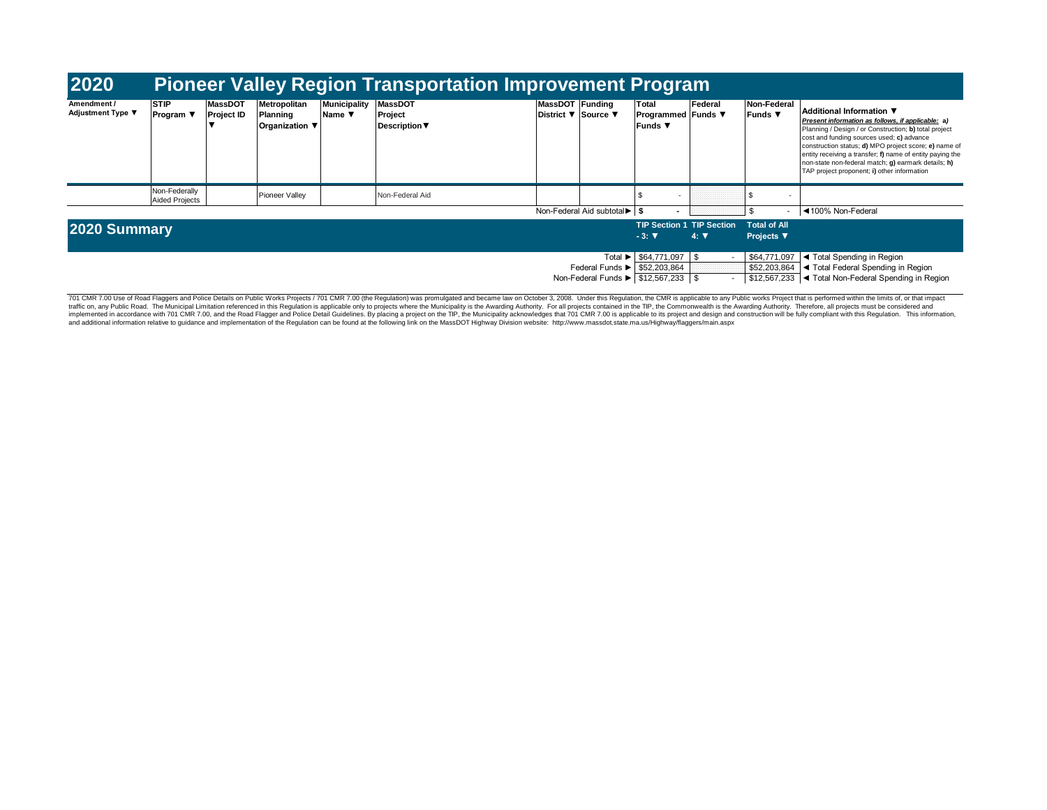# 2020 Pioneer Valley Region Transportation Improvement Program

| Amendment / Adjustment Type ▼ | STIP Program ▼ | MassDOT Project ID ▼ | Metropolitan Planning Organization ▼ | Municipality Name ▼ | MassDOT Project Description▼ | MassDOT District ▼ | Funding Source ▼ | Total Programmed Funds ▼ | Federal Funds ▼ | Non-Federal Funds ▼ | Additional Information ▼ *Present information as follows, if applicable:* **a)** Planning / Design / or Construction; **b)** total project cost and funding sources used; **c)** advance construction status; **d)** MPO project score; **e)** name of entity receiving a transfer; **f)** name of entity paying the non-state non-federal match; **g)** earmark details; **h)** TAP project proponent; **i)** other information |
|---|---|---|---|---|---|---|---|---|---|---|---|
| | Non-Federally Aided Projects | | Pioneer Valley | | Non-Federal Aid | | | $ - | | $ - | |
| | | | | | | Non-Federal Aid subtotal► | | $ - | | $ - | ◄100% Non-Federal |

## 2020 Summary

| | TIP Section 1 - 3: ▼ | TIP Section 4: ▼ | Total of All Projects ▼ | |
|---|---|---|---|---|
| Total ► | $64,771,097 | $ - | $64,771,097 | ◄ Total Spending in Region |
| Federal Funds ► | $52,203,864 | | $52,203,864 | ◄ Total Federal Spending in Region |
| Non-Federal Funds ► | $12,567,233 | $ - | $12,567,233 | ◄ Total Non-Federal Spending in Region |

701 CMR 7.00 Use of Road Flaggers and Police Details on Public Works Projects / 701 CMR 7.00 (the Regulation) was promulgated and became law on October 3, 2008. Under this Regulation, the CMR is applicable to any Public works Project that is performed within the limits of, or that impact traffic on, any Public Road. The Municipal Limitation referenced in this Regulation is applicable only to projects where the Municipality is the Awarding Authority. For all projects contained in the TIP, the Commonwealth is the Awarding Authority. Therefore, all projects must be considered and implemented in accordance with 701 CMR 7.00, and the Road Flagger and Police Detail Guidelines. By placing a project on the TIP, the Municipality acknowledges that 701 CMR 7.00 is applicable to its project and design and construction will be fully compliant with this Regulation. This information, and additional information relative to guidance and implementation of the Regulation can be found at the following link on the MassDOT Highway Division website: http://www.massdot.state.ma.us/Highway/flaggers/main.aspx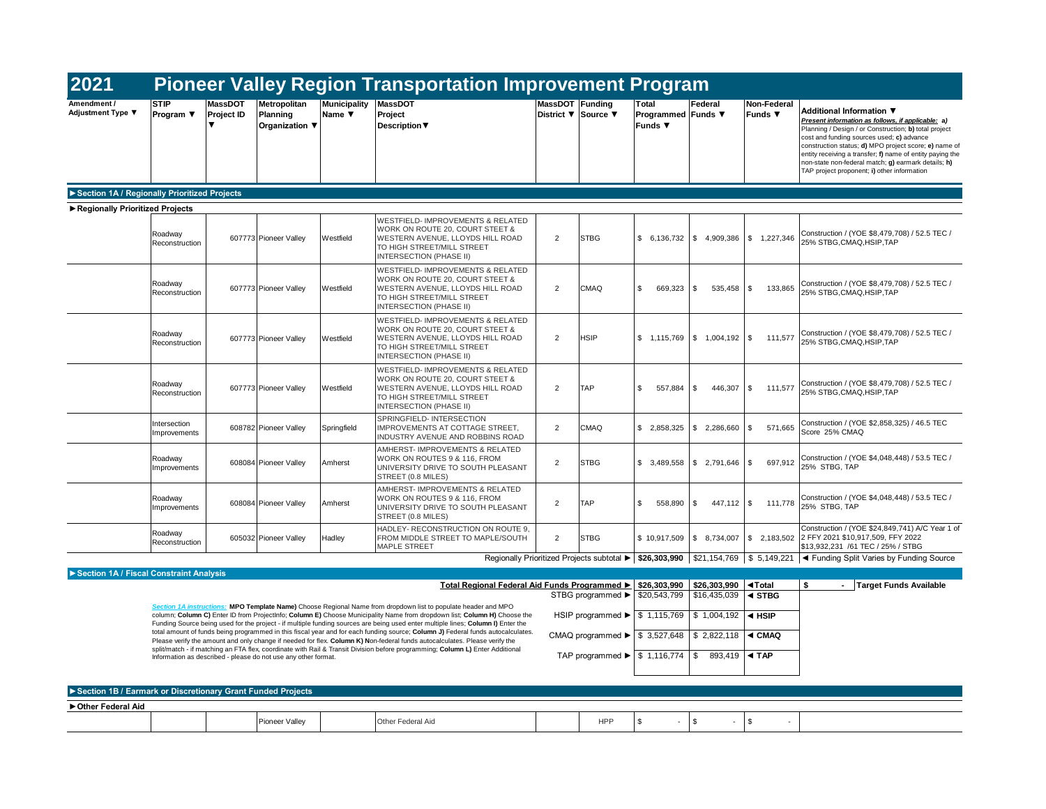# 2021 Pioneer Valley Region Transportation Improvement Program

| Amendment / Adjustment Type ▼ | STIP Program ▼ | MassDOT Project ID ▼ | Metropolitan Planning Organization ▼ | Municipality Name ▼ | MassDOT Project Description▼ | MassDOT District ▼ | Funding Source ▼ | Total Programmed Funds ▼ | Federal Funds ▼ | Non-Federal Funds ▼ | Additional Information ▼ *Present information as follows, if applicable: a) Planning / Design / or Construction; b) total project cost and funding sources used; c) advance construction status; d) MPO project score; e) name of entity receiving a transfer; f) name of entity paying the non-state non-federal match; g) earmark details; h) TAP project proponent; i) other information* |
|---|---|---|---|---|---|---|---|---|---|---|---|
| **►Section 1A / Regionally Prioritized Projects** | | | | | | | | | | | |
| **►Regionally Prioritized Projects** | | | | | | | | | | | |
| | Roadway Reconstruction | 607773 | Pioneer Valley | Westfield | WESTFIELD- IMPROVEMENTS & RELATED WORK ON ROUTE 20, COURT STEET & WESTERN AVENUE, LLOYDS HILL ROAD TO HIGH STREET/MILL STREET INTERSECTION (PHASE II) | 2 | STBG | $ 6,136,732 | $ 4,909,386 | $ 1,227,346 | Construction / (YOE $8,479,708) / 52.5 TEC / 25% STBG,CMAQ,HSIP,TAP |
| | Roadway Reconstruction | 607773 | Pioneer Valley | Westfield | WESTFIELD- IMPROVEMENTS & RELATED WORK ON ROUTE 20, COURT STEET & WESTERN AVENUE, LLOYDS HILL ROAD TO HIGH STREET/MILL STREET INTERSECTION (PHASE II) | 2 | CMAQ | $ 669,323 | $ 535,458 | $ 133,865 | Construction / (YOE $8,479,708) / 52.5 TEC / 25% STBG,CMAQ,HSIP,TAP |
| | Roadway Reconstruction | 607773 | Pioneer Valley | Westfield | WESTFIELD- IMPROVEMENTS & RELATED WORK ON ROUTE 20, COURT STEET & WESTERN AVENUE, LLOYDS HILL ROAD TO HIGH STREET/MILL STREET INTERSECTION (PHASE II) | 2 | HSIP | $ 1,115,769 | $ 1,004,192 | $ 111,577 | Construction / (YOE $8,479,708) / 52.5 TEC / 25% STBG,CMAQ,HSIP,TAP |
| | Roadway Reconstruction | 607773 | Pioneer Valley | Westfield | WESTFIELD- IMPROVEMENTS & RELATED WORK ON ROUTE 20, COURT STEET & WESTERN AVENUE, LLOYDS HILL ROAD TO HIGH STREET/MILL STREET INTERSECTION (PHASE II) | 2 | TAP | $ 557,884 | $ 446,307 | $ 111,577 | Construction / (YOE $8,479,708) / 52.5 TEC / 25% STBG,CMAQ,HSIP,TAP |
| | Intersection Improvements | 608782 | Pioneer Valley | Springfield | SPRINGFIELD- INTERSECTION IMPROVEMENTS AT COTTAGE STREET, INDUSTRY AVENUE AND ROBBINS ROAD | 2 | CMAQ | $ 2,858,325 | $ 2,286,660 | $ 571,665 | Construction / (YOE $2,858,325) / 46.5 TEC Score 25% CMAQ |
| | Roadway Improvements | 608084 | Pioneer Valley | Amherst | AMHERST- IMPROVEMENTS & RELATED WORK ON ROUTES 9 & 116, FROM UNIVERSITY DRIVE TO SOUTH PLEASANT STREET (0.8 MILES) | 2 | STBG | $ 3,489,558 | $ 2,791,646 | $ 697,912 | Construction / (YOE $4,048,448) / 53.5 TEC / 25% STBG, TAP |
| | Roadway Improvements | 608084 | Pioneer Valley | Amherst | AMHERST- IMPROVEMENTS & RELATED WORK ON ROUTES 9 & 116, FROM UNIVERSITY DRIVE TO SOUTH PLEASANT STREET (0.8 MILES) | 2 | TAP | $ 558,890 | $ 447,112 | $ 111,778 | Construction / (YOE $4,048,448) / 53.5 TEC / 25% STBG, TAP |
| | Roadway Reconstruction | 605032 | Pioneer Valley | Hadley | HADLEY- RECONSTRUCTION ON ROUTE 9, FROM MIDDLE STREET TO MAPLE/SOUTH MAPLE STREET | 2 | STBG | $ 10,917,509 | $ 8,734,007 | $ 2,183,502 | Construction / (YOE $24,849,741) A/C Year 1 of 2 FFY 2021 $10,917,509, FFY 2022 $13,932,231 /61 TEC / 25% / STBG |
| | | | | | | Regionally Prioritized Projects subtotal ► | | **$26,303,990** | $21,154,769 | $ 5,149,221 | ◄ Funding Split Varies by Funding Source |

**►Section 1A / Fiscal Constraint Analysis**

| | | | | |
|---|---|---|---|---|
| **Total Regional Federal Aid Funds Programmed ►** | **$26,303,990** | **$26,303,990** | **◄Total** | $ - **Target Funds Available** |
| STBG programmed ► | $20,543,799 | $16,435,039 | **◄ STBG** | |
| HSIP programmed ► | $ 1,115,769 | $ 1,004,192 | **◄ HSIP** | |
| CMAQ programmed ► | $ 3,527,648 | $ 2,822,118 | **◄ CMAQ** | |
| TAP programmed ► | $ 1,116,774 | $ 893,419 | **◄ TAP** | |

*Section 1A Instructions:* **MPO Template Name)** Choose Regional Name from dropdown list to populate header and MPO column; **Column C)** Enter ID from ProjectInfo; **Column E)** Choose Municipality Name from dropdown list; **Column H)** Choose the Funding Source being used for the project - if multiple funding sources are being used enter multiple lines; **Column I)** Enter the total amount of funds being programmed in this fiscal year and for each funding source; **Column J)** Federal funds autocalculates. Please verify the amount and only change if needed for flex. **Column K) N**on-federal funds autocalculates. Please verify the split/match - if matching an FTA flex, coordinate with Rail & Transit Division before programming; **Column L)** Enter Additional Information as described - please do not use any other format.

**►Section 1B / Earmark or Discretionary Grant Funded Projects**

| Amendment / Adjustment Type | STIP Program | MassDOT Project ID | Metropolitan Planning Organization | Municipality Name | MassDOT Project Description | MassDOT District | Funding Source | Total Programmed Funds | Federal Funds | Non-Federal Funds | Additional Information |
|---|---|---|---|---|---|---|---|---|---|---|---|
| **►Other Federal Aid** | | | | | | | | | | | |
| | | | Pioneer Valley | | Other Federal Aid | | HPP | $ - | $ - | $ - | |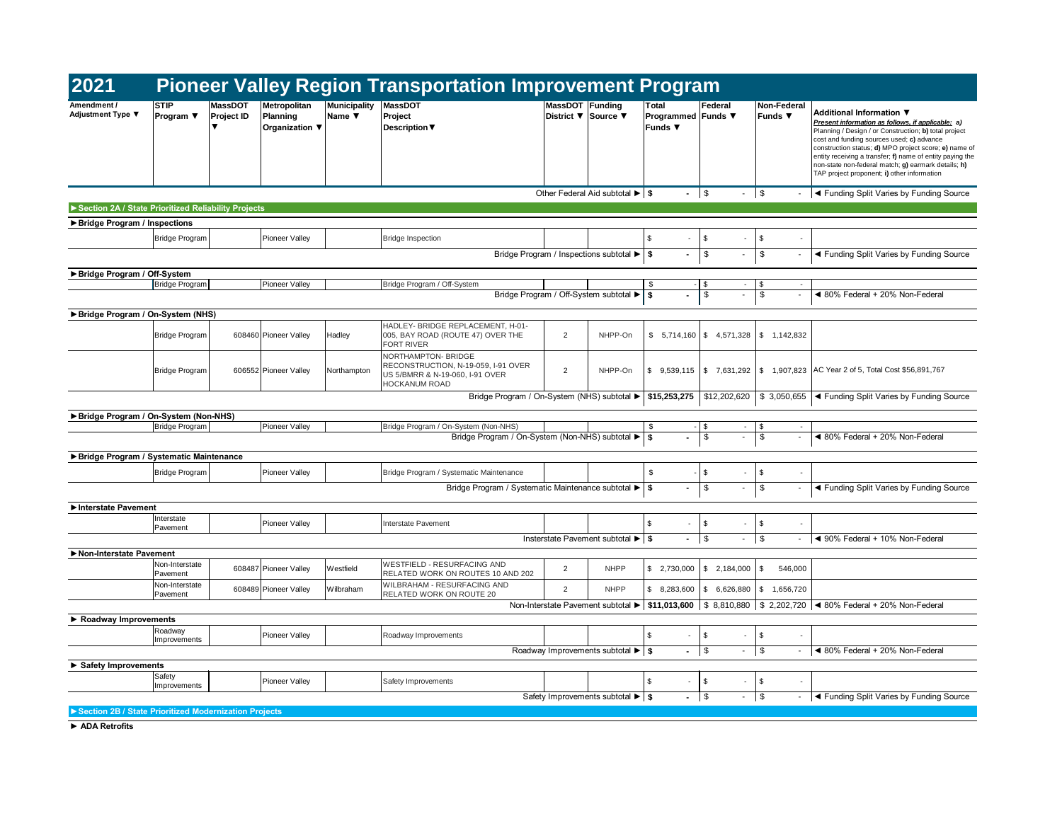# 2021 Pioneer Valley Region Transportation Improvement Program

| Amendment / Adjustment Type ▼ | STIP Program ▼ | MassDOT Project ID ▼ | Metropolitan Planning Organization ▼ | Municipality Name ▼ | MassDOT Project Description▼ | MassDOT District ▼ | Funding Source ▼ | Total Programmed Funds ▼ | Federal Funds ▼ | Non-Federal Funds ▼ | Additional Information ▼ *Present information as follows, if applicable: a) Planning / Design / or Construction; b) total project cost and funding sources used; c) advance construction status; d) MPO project score; e) name of entity receiving a transfer; f) name of entity paying the non-state non-federal match; g) earmark details; h) TAP project proponent; i) other information* |
|---|---|---|---|---|---|---|---|---|---|---|---|
| | | | | | | Other Federal Aid subtotal ▶ | | $ - | $ - | $ - | ◀ Funding Split Varies by Funding Source |
| **▶Section 2A / State Prioritized Reliability Projects** | | | | | | | | | | | |
| **▶Bridge Program / Inspections** | | | | | | | | | | | |
| | Bridge Program | | Pioneer Valley | | Bridge Inspection | | | $ - | $ - | $ - | |
| | | | | | | Bridge Program / Inspections subtotal ▶ | | $ - | $ - | $ - | ◀ Funding Split Varies by Funding Source |
| **▶Bridge Program / Off-System** | | | | | | | | | | | |
| | Bridge Program | | Pioneer Valley | | Bridge Program / Off-System | | | $ - | $ - | $ - | |
| | | | | | | Bridge Program / Off-System subtotal ▶ | | $ - | $ - | $ - | ◀ 80% Federal + 20% Non-Federal |
| **▶Bridge Program / On-System (NHS)** | | | | | | | | | | | |
| | Bridge Program | 608460 | Pioneer Valley | Hadley | HADLEY- BRIDGE REPLACEMENT, H-01-005, BAY ROAD (ROUTE 47) OVER THE FORT RIVER | 2 | NHPP-On | $ 5,714,160 | $ 4,571,328 | $ 1,142,832 | |
| | Bridge Program | 606552 | Pioneer Valley | Northampton | NORTHAMPTON- BRIDGE RECONSTRUCTION, N-19-059, I-91 OVER US 5/BMRR & N-19-060, I-91 OVER HOCKANUM ROAD | 2 | NHPP-On | $ 9,539,115 | $ 7,631,292 | $ 1,907,823 | AC Year 2 of 5, Total Cost $56,891,767 |
| | | | | | | Bridge Program / On-System (NHS) subtotal ▶ | | $15,253,275 | $12,202,620 | $ 3,050,655 | ◀ Funding Split Varies by Funding Source |
| **▶Bridge Program / On-System (Non-NHS)** | | | | | | | | | | | |
| | Bridge Program | | Pioneer Valley | | Bridge Program / On-System (Non-NHS) | | | $ - | $ - | $ - | |
| | | | | | | Bridge Program / On-System (Non-NHS) subtotal ▶ | | $ - | $ - | $ - | ◀ 80% Federal + 20% Non-Federal |
| **▶Bridge Program / Systematic Maintenance** | | | | | | | | | | | |
| | Bridge Program | | Pioneer Valley | | Bridge Program / Systematic Maintenance | | | $ - | $ - | $ - | |
| | | | | | | Bridge Program / Systematic Maintenance subtotal ▶ | | $ - | $ - | $ - | ◀ Funding Split Varies by Funding Source |
| **▶Interstate Pavement** | | | | | | | | | | | |
| | Interstate Pavement | | Pioneer Valley | | Interstate Pavement | | | $ - | $ - | $ - | |
| | | | | | | Interstate Pavement subtotal ▶ | | $ - | $ - | $ - | ◀ 90% Federal + 10% Non-Federal |
| **▶Non-Interstate Pavement** | | | | | | | | | | | |
| | Non-Interstate Pavement | 608487 | Pioneer Valley | Westfield | WESTFIELD - RESURFACING AND RELATED WORK ON ROUTES 10 AND 202 | 2 | NHPP | $ 2,730,000 | $ 2,184,000 | $ 546,000 | |
| | Non-Interstate Pavement | 608489 | Pioneer Valley | Wilbraham | WILBRAHAM - RESURFACING AND RELATED WORK ON ROUTE 20 | 2 | NHPP | $ 8,283,600 | $ 6,626,880 | $ 1,656,720 | |
| | | | | | | Non-Interstate Pavement subtotal ▶ | | $11,013,600 | $ 8,810,880 | $ 2,202,720 | ◀ 80% Federal + 20% Non-Federal |
| **▶ Roadway Improvements** | | | | | | | | | | | |
| | Roadway Improvements | | Pioneer Valley | | Roadway Improvements | | | $ - | $ - | $ - | |
| | | | | | | Roadway Improvements subtotal ▶ | | $ - | $ - | $ - | ◀ 80% Federal + 20% Non-Federal |
| **▶ Safety Improvements** | | | | | | | | | | | |
| | Safety Improvements | | Pioneer Valley | | Safety Improvements | | | $ - | $ - | $ - | |
| | | | | | | Safety Improvements subtotal ▶ | | $ - | $ - | $ - | ◀ Funding Split Varies by Funding Source |
| **▶Section 2B / State Prioritized Modernization Projects** | | | | | | | | | | | |
| **▶ ADA Retrofits** | | | | | | | | | | | |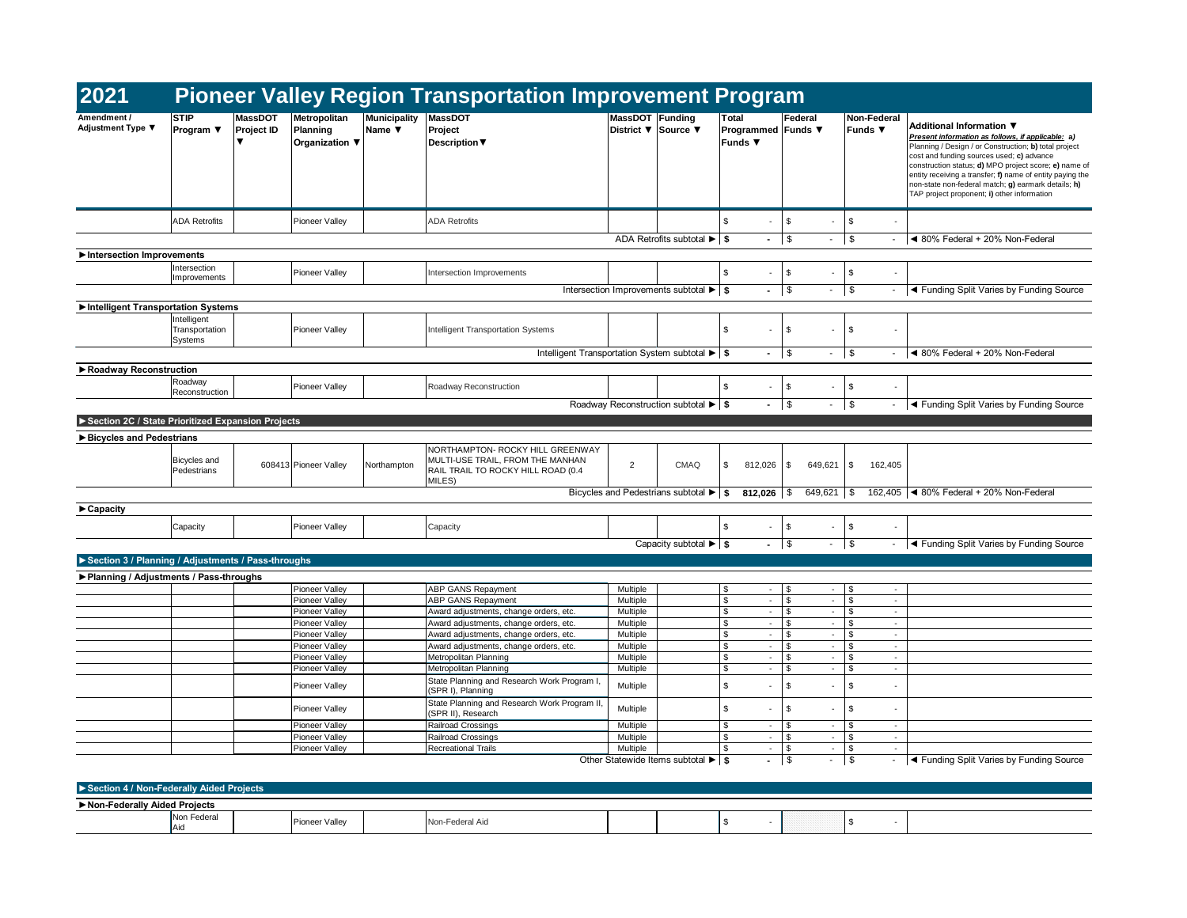# 2021 Pioneer Valley Region Transportation Improvement Program

| Amendment / Adjustment Type ▼ | STIP Program ▼ | MassDOT Project ID ▼ | Metropolitan Planning Organization ▼ | Municipality Name ▼ | MassDOT Project Description▼ | MassDOT District ▼ | Funding Source ▼ | Total Programmed Funds ▼ | Federal Funds ▼ | Non-Federal Funds ▼ | Additional Information ▼ *Present information as follows, if applicable:* a) Planning / Design / or Construction; b) total project cost and funding sources used; c) advance construction status; d) MPO project score; e) name of entity receiving a transfer; f) name of entity paying the non-state non-federal match; g) earmark details; h) TAP project proponent; i) other information |
|---|---|---|---|---|---|---|---|---|---|---|---|
| | ADA Retrofits | | Pioneer Valley | | ADA Retrofits | | | $ - | $ - | $ - | |
| | | | | | | ADA Retrofits subtotal ► | | $ - | $ - | $ - | ◄ 80% Federal + 20% Non-Federal |
| **►Intersection Improvements** | | | | | | | | | | | |
| | Intersection Improvements | | Pioneer Valley | | Intersection Improvements | | | $ - | $ - | $ - | |
| | | | | | | Intersection Improvements subtotal ► | | $ - | $ - | $ - | ◄ Funding Split Varies by Funding Source |
| **►Intelligent Transportation Systems** | | | | | | | | | | | |
| | Intelligent Transportation Systems | | Pioneer Valley | | Intelligent Transportation Systems | | | $ - | $ - | $ - | |
| | | | | | | Intelligent Transportation System subtotal ► | | $ - | $ - | $ - | ◄ 80% Federal + 20% Non-Federal |
| **►Roadway Reconstruction** | | | | | | | | | | | |
| | Roadway Reconstruction | | Pioneer Valley | | Roadway Reconstruction | | | $ - | $ - | $ - | |
| | | | | | | Roadway Reconstruction subtotal ► | | $ - | $ - | $ - | ◄ Funding Split Varies by Funding Source |
| **►Section 2C / State Prioritized Expansion Projects** | | | | | | | | | | | |
| **►Bicycles and Pedestrians** | | | | | | | | | | | |
| | Bicycles and Pedestrians | 608413 | Pioneer Valley | Northampton | NORTHAMPTON- ROCKY HILL GREENWAY MULTI-USE TRAIL, FROM THE MANHAN RAIL TRAIL TO ROCKY HILL ROAD (0.4 MILES) | 2 | CMAQ | $ 812,026 | $ 649,621 | $ 162,405 | |
| | | | | | | Bicycles and Pedestrians subtotal ► | | $ 812,026 | $ 649,621 | $ 162,405 | ◄ 80% Federal + 20% Non-Federal |
| **►Capacity** | | | | | | | | | | | |
| | Capacity | | Pioneer Valley | | Capacity | | | $ - | $ - | $ - | |
| | | | | | | Capacity subtotal ► | | $ - | $ - | $ - | ◄ Funding Split Varies by Funding Source |
| **►Section 3 / Planning / Adjustments / Pass-throughs** | | | | | | | | | | | |
| **►Planning / Adjustments / Pass-throughs** | | | | | | | | | | | |
| | | | Pioneer Valley | | ABP GANS Repayment | Multiple | | $ - | $ - | $ - | |
| | | | Pioneer Valley | | ABP GANS Repayment | Multiple | | $ - | $ - | $ - | |
| | | | Pioneer Valley | | Award adjustments, change orders, etc. | Multiple | | $ - | $ - | $ - | |
| | | | Pioneer Valley | | Award adjustments, change orders, etc. | Multiple | | $ - | $ - | $ - | |
| | | | Pioneer Valley | | Award adjustments, change orders, etc. | Multiple | | $ - | $ - | $ - | |
| | | | Pioneer Valley | | Award adjustments, change orders, etc. | Multiple | | $ - | $ - | $ - | |
| | | | Pioneer Valley | | Metropolitan Planning | Multiple | | $ - | $ - | $ - | |
| | | | Pioneer Valley | | Metropolitan Planning | Multiple | | $ - | $ - | $ - | |
| | | | Pioneer Valley | | State Planning and Research Work Program I, (SPR I), Planning | Multiple | | $ - | $ - | $ - | |
| | | | Pioneer Valley | | State Planning and Research Work Program II, (SPR II), Research | Multiple | | $ - | $ - | $ - | |
| | | | Pioneer Valley | | Railroad Crossings | Multiple | | $ - | $ - | $ - | |
| | | | Pioneer Valley | | Railroad Crossings | Multiple | | $ - | $ - | $ - | |
| | | | Pioneer Valley | | Recreational Trails | Multiple | | $ - | $ - | $ - | |
| | | | | | | Other Statewide Items subtotal ► | | $ - | $ - | $ - | ◄ Funding Split Varies by Funding Source |
| **►Section 4 / Non-Federally Aided Projects** | | | | | | | | | | | |
| **►Non-Federally Aided Projects** | | | | | | | | | | | |
| | Non Federal Aid | | Pioneer Valley | | Non-Federal Aid | | | $ - | | $ - | |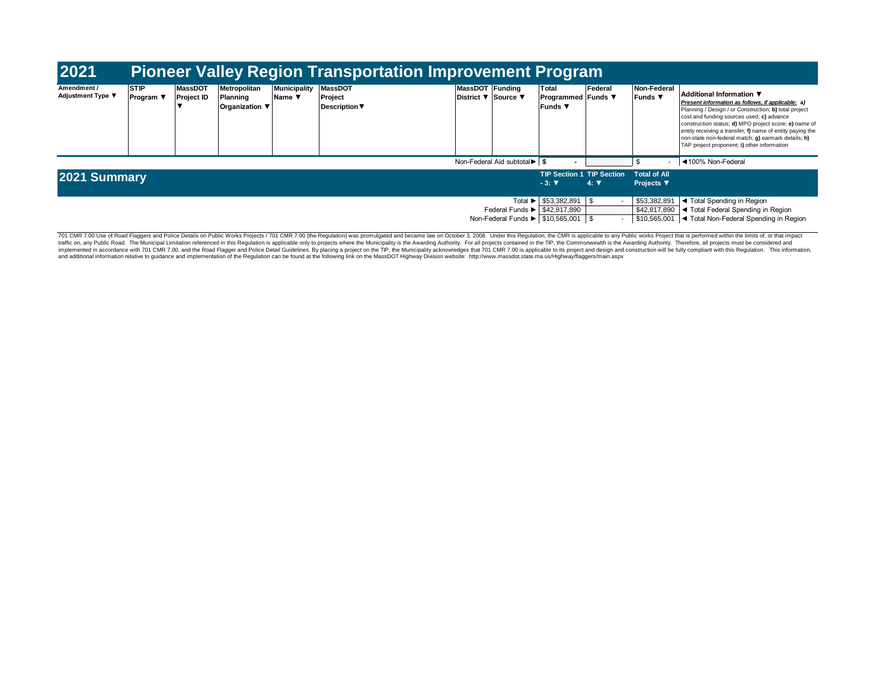# 2021 Pioneer Valley Region Transportation Improvement Program

| Amendment / Adjustment Type ▼ | STIP Program ▼ | MassDOT Project ID ▼ | Metropolitan Planning Organization ▼ | Municipality Name ▼ | MassDOT Project Description▼ | MassDOT District ▼ | Funding Source ▼ | Total Programmed Funds ▼ | Federal Funds ▼ | Non-Federal Funds ▼ | Additional Information ▼ *Present information as follows, if applicable:* **a)** Planning / Design / or Construction; **b)** total project cost and funding sources used; **c)** advance construction status; **d)** MPO project score; **e)** name of entity receiving a transfer; **f)** name of entity paying the non-state non-federal match; **g)** earmark details; **h)** TAP project proponent; **i)** other information |
|---|---|---|---|---|---|---|---|---|---|---|---|
| | | | | | | | Non-Federal Aid subtotal▶ | **$ -** | | $ - | ◀100% Non-Federal |

## 2021 Summary

| | TIP Section 1 - 3: ▼ | TIP Section 4: ▼ | Total of All Projects ▼ | |
|---|---|---|---|---|
| Total ▶ | $53,382,891 | $ - | $53,382,891 | ◀ Total Spending in Region |
| Federal Funds ▶ | $42,817,890 | | $42,817,890 | ◀ Total Federal Spending in Region |
| Non-Federal Funds ▶ | $10,565,001 | $ - | $10,565,001 | ◀ Total Non-Federal Spending in Region |

701 CMR 7.00 Use of Road Flaggers and Police Details on Public Works Projects / 701 CMR 7.00 (the Regulation) was promulgated and became law on October 3, 2008. Under this Regulation, the CMR is applicable to any Public works Project that is performed within the limits of, or that impact traffic on, any Public Road. The Municipal Limitation referenced in this Regulation is applicable only to projects where the Municipality is the Awarding Authority. For all projects contained in the TIP, the Commonwealth is the Awarding Authority. Therefore, all projects must be considered and implemented in accordance with 701 CMR 7.00, and the Road Flagger and Police Detail Guidelines. By placing a project on the TIP, the Municipality acknowledges that 701 CMR 7.00 is applicable to its project and design and construction will be fully compliant with this Regulation. This information, and additional information relative to guidance and implementation of the Regulation can be found at the following link on the MassDOT Highway Division website: http://www.massdot.state.ma.us/Highway/flaggers/main.aspx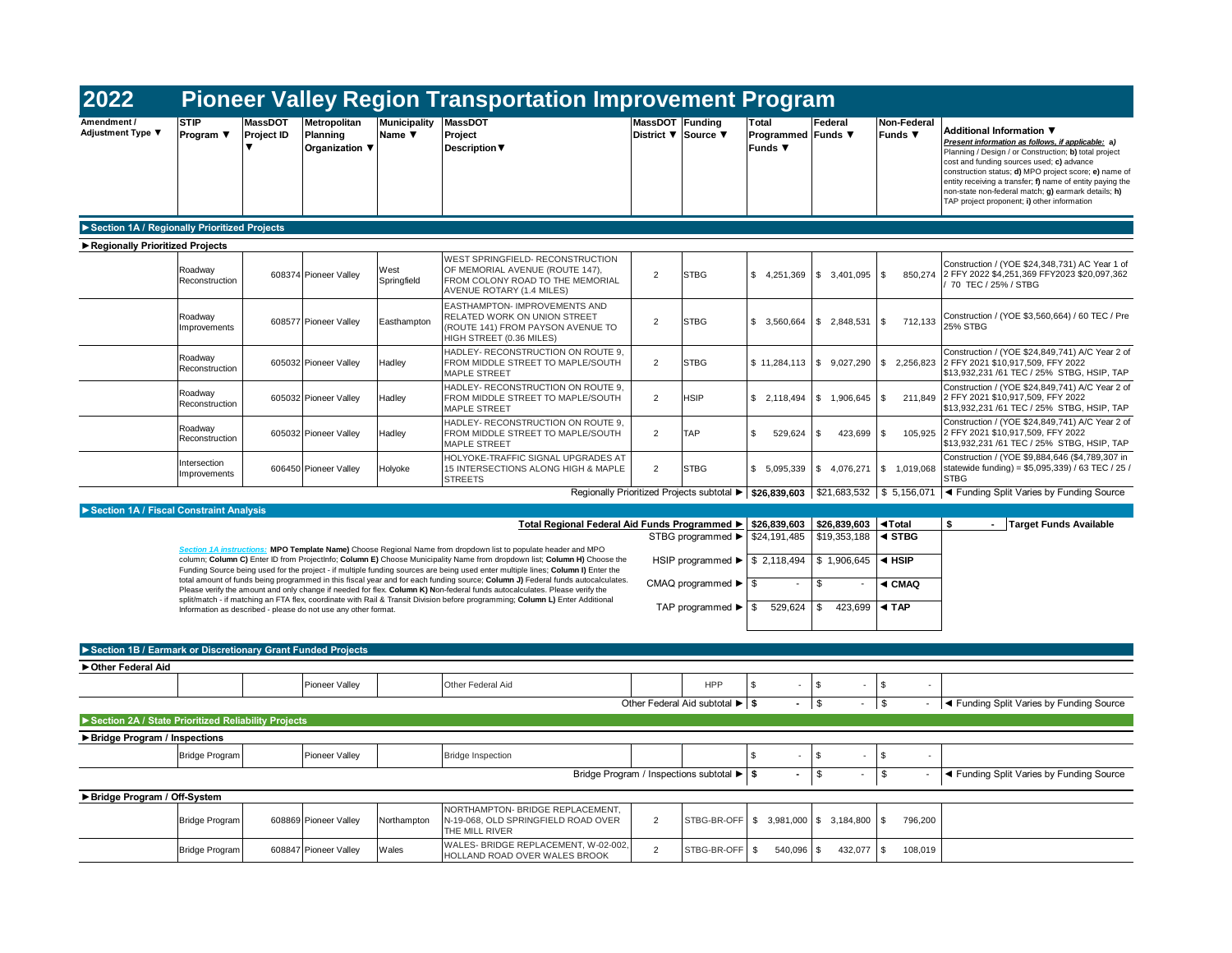# 2022 Pioneer Valley Region Transportation Improvement Program

| Amendment / Adjustment Type ▼ | STIP Program ▼ | MassDOT Project ID ▼ | Metropolitan Planning Organization ▼ | Municipality Name ▼ | MassDOT Project Description▼ | MassDOT District ▼ | Funding Source ▼ | Total Programmed Funds ▼ | Federal Funds ▼ | Non-Federal Funds ▼ | Additional Information ▼ *Present information as follows, if applicable:* **a)** Planning / Design / or Construction; **b)** total project cost and funding sources used; **c)** advance construction status; **d)** MPO project score; **e)** name of entity receiving a transfer; **f)** name of entity paying the non-state non-federal match; **g)** earmark details; **h)** TAP project proponent; **i)** other information |
|---|---|---|---|---|---|---|---|---|---|---|---|
| **►Section 1A / Regionally Prioritized Projects** | | | | | | | | | | | |
| **►Regionally Prioritized Projects** | | | | | | | | | | | |
| | Roadway Reconstruction | 608374 | Pioneer Valley | West Springfield | WEST SPRINGFIELD- RECONSTRUCTION OF MEMORIAL AVENUE (ROUTE 147), FROM COLONY ROAD TO THE MEMORIAL AVENUE ROTARY (1.4 MILES) | 2 | STBG | $ 4,251,369 | $ 3,401,095 | $ 850,274 | Construction / (YOE $24,348,731) AC Year 1 of 2 FFY 2022 $4,251,369 FFY2023 $20,097,362 / 70 TEC / 25% / STBG |
| | Roadway Improvements | 608577 | Pioneer Valley | Easthampton | EASTHAMPTON- IMPROVEMENTS AND RELATED WORK ON UNION STREET (ROUTE 141) FROM PAYSON AVENUE TO HIGH STREET (0.36 MILES) | 2 | STBG | $ 3,560,664 | $ 2,848,531 | $ 712,133 | Construction / (YOE $3,560,664) / 60 TEC / Pre 25% STBG |
| | Roadway Reconstruction | 605032 | Pioneer Valley | Hadley | HADLEY- RECONSTRUCTION ON ROUTE 9, FROM MIDDLE STREET TO MAPLE/SOUTH MAPLE STREET | 2 | STBG | $ 11,284,113 | $ 9,027,290 | $ 2,256,823 | Construction / (YOE $24,849,741) A/C Year 2 of 2 FFY 2021 $10,917,509, FFY 2022 $13,932,231 /61 TEC / 25% STBG, HSIP, TAP |
| | Roadway Reconstruction | 605032 | Pioneer Valley | Hadley | HADLEY- RECONSTRUCTION ON ROUTE 9, FROM MIDDLE STREET TO MAPLE/SOUTH MAPLE STREET | 2 | HSIP | $ 2,118,494 | $ 1,906,645 | $ 211,849 | Construction / (YOE $24,849,741) A/C Year 2 of 2 FFY 2021 $10,917,509, FFY 2022 $13,932,231 /61 TEC / 25% STBG, HSIP, TAP |
| | Roadway Reconstruction | 605032 | Pioneer Valley | Hadley | HADLEY- RECONSTRUCTION ON ROUTE 9, FROM MIDDLE STREET TO MAPLE/SOUTH MAPLE STREET | 2 | TAP | $ 529,624 | $ 423,699 | $ 105,925 | Construction / (YOE $24,849,741) A/C Year 2 of 2 FFY 2021 $10,917,509, FFY 2022 $13,932,231 /61 TEC / 25% STBG, HSIP, TAP |
| | Intersection Improvements | 606450 | Pioneer Valley | Holyoke | HOLYOKE-TRAFFIC SIGNAL UPGRADES AT 15 INTERSECTIONS ALONG HIGH & MAPLE STREETS | 2 | STBG | $ 5,095,339 | $ 4,076,271 | $ 1,019,068 | Construction / (YOE $9,884,646 ($4,789,307 in statewide funding) = $5,095,339) / 63 TEC / 25 / STBG |
| | | | | | | | Regionally Prioritized Projects subtotal ► | **$26,839,603** | $21,683,532 | $ 5,156,071 | ◄ Funding Split Varies by Funding Source |

**►Section 1A / Fiscal Constraint Analysis**

| | Total Programmed | Federal | | | |
|---|---|---|---|---|---|
| **Total Regional Federal Aid Funds Programmed ►** | **$26,839,603** | **$26,839,603** | **◄Total** | **$ -** | **Target Funds Available** |
| STBG programmed ► | $24,191,485 | $19,353,188 | **◄ STBG** | | |
| HSIP programmed ► | $ 2,118,494 | $ 1,906,645 | **◄ HSIP** | | |
| CMAQ programmed ► | $ - | $ - | **◄ CMAQ** | | |
| TAP programmed ► | $ 529,624 | $ 423,699 | **◄ TAP** | | |

*Section 1A instructions:* **MPO Template Name)** Choose Regional Name from dropdown list to populate header and MPO column; **Column C)** Enter ID from ProjectInfo; **Column E)** Choose Municipality Name from dropdown list; **Column H)** Choose the Funding Source being used for the project - if multiple funding sources are being used enter multiple lines; **Column I)** Enter the total amount of funds being programmed in this fiscal year and for each funding source; **Column J)** Federal funds autocalculates. Please verify the amount and only change if needed for flex. **Column K) N**on-federal funds autocalculates. Please verify the split/match - if matching an FTA flex, coordinate with Rail & Transit Division before programming; **Column L)** Enter Additional Information as described - please do not use any other format.

| Amendment / Adjustment Type | STIP Program | MassDOT Project ID | Metropolitan Planning Organization | Municipality Name | MassDOT Project Description | MassDOT District | Funding Source | Total Programmed Funds | Federal Funds | Non-Federal Funds | Additional Information |
|---|---|---|---|---|---|---|---|---|---|---|---|
| **►Section 1B / Earmark or Discretionary Grant Funded Projects** | | | | | | | | | | | |
| **►Other Federal Aid** | | | | | | | | | | | |
| | | | Pioneer Valley | | Other Federal Aid | | HPP | $ - | $ - | $ - | |
| | | | | | | | Other Federal Aid subtotal ► | **$ -** | $ - | $ - | ◄ Funding Split Varies by Funding Source |
| **►Section 2A / State Prioritized Reliability Projects** | | | | | | | | | | | |
| **►Bridge Program / Inspections** | | | | | | | | | | | |
| | Bridge Program | | Pioneer Valley | | Bridge Inspection | | | $ - | $ - | $ - | |
| | | | | | | | Bridge Program / Inspections subtotal ► | **$ -** | $ - | $ - | ◄ Funding Split Varies by Funding Source |
| **►Bridge Program / Off-System** | | | | | | | | | | | |
| | Bridge Program | 608869 | Pioneer Valley | Northampton | NORTHAMPTON- BRIDGE REPLACEMENT, N-19-068, OLD SPRINGFIELD ROAD OVER THE MILL RIVER | 2 | STBG-BR-OFF | $ 3,981,000 | $ 3,184,800 | $ 796,200 | |
| | Bridge Program | 608847 | Pioneer Valley | Wales | WALES- BRIDGE REPLACEMENT, W-02-002, HOLLAND ROAD OVER WALES BROOK | 2 | STBG-BR-OFF | $ 540,096 | $ 432,077 | $ 108,019 | |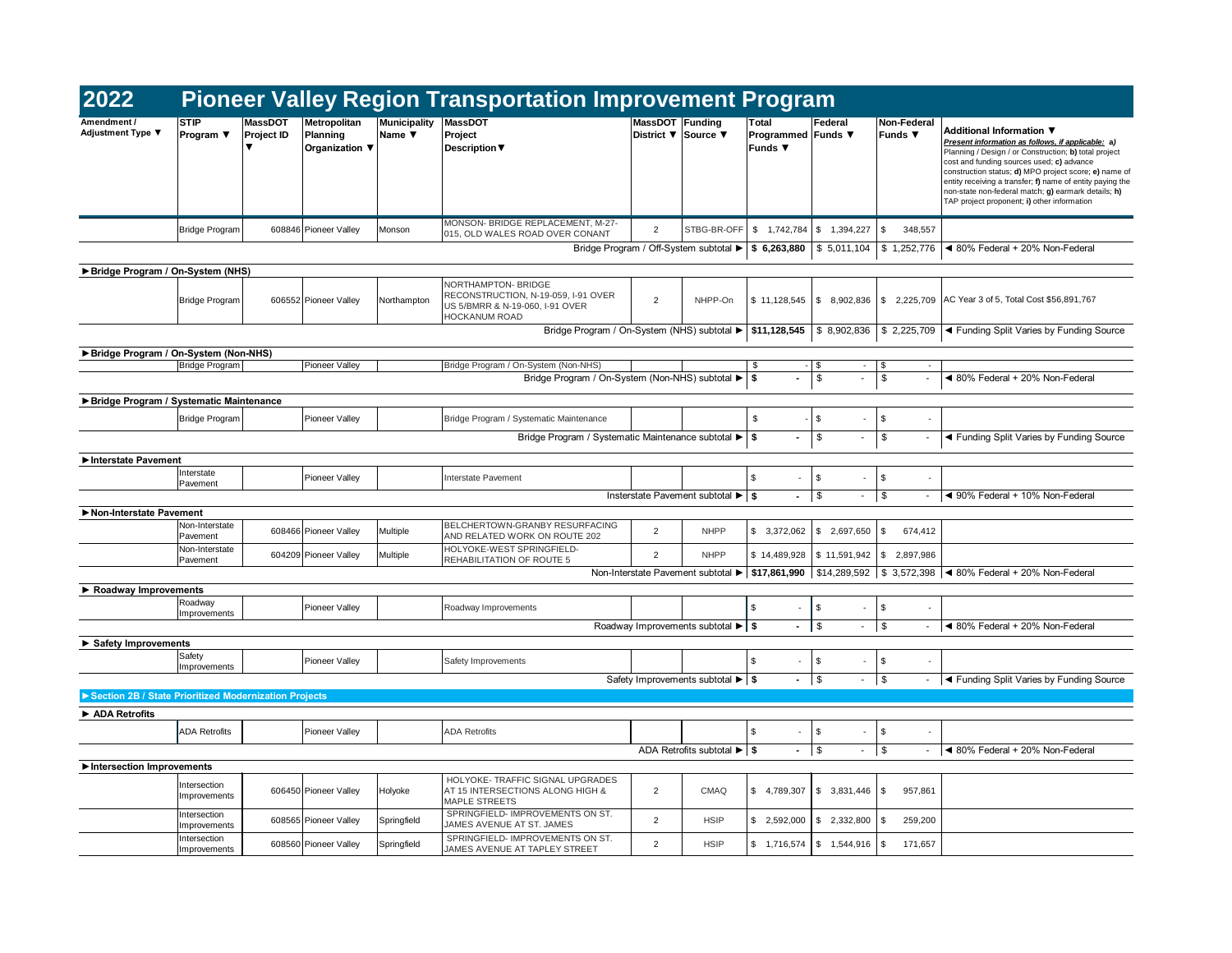# 2022 Pioneer Valley Region Transportation Improvement Program

| Amendment / Adjustment Type ▼ | STIP Program ▼ | MassDOT Project ID ▼ | Metropolitan Planning Organization ▼ | Municipality Name ▼ | MassDOT Project Description▼ | MassDOT District ▼ | Funding Source ▼ | Total Programmed Funds ▼ | Federal Funds ▼ | Non-Federal Funds ▼ | Additional Information ▼ *Present information as follows, if applicable:* **a)** Planning / Design / or Construction; **b)** total project cost and funding sources used; **c)** advance construction status; **d)** MPO project score; **e)** name of entity receiving a transfer; **f)** name of entity paying the non-state non-federal match; **g)** earmark details; **h)** TAP project proponent; **i)** other information |
|---|---|---|---|---|---|---|---|---|---|---|---|
| | Bridge Program | 608846 | Pioneer Valley | Monson | MONSON- BRIDGE REPLACEMENT, M-27-015, OLD WALES ROAD OVER CONANT | 2 | STBG-BR-OFF | $ 1,742,784 | $ 1,394,227 | $ 348,557 | |
| | | | | | | | Bridge Program / Off-System subtotal ► | **$ 6,263,880** | $ 5,011,104 | $ 1,252,776 | ◄ 80% Federal + 20% Non-Federal |
| **►Bridge Program / On-System (NHS)** | | | | | | | | | | | |
| | Bridge Program | 606552 | Pioneer Valley | Northampton | NORTHAMPTON- BRIDGE RECONSTRUCTION, N-19-059, I-91 OVER US 5/BMRR & N-19-060, I-91 OVER HOCKANUM ROAD | 2 | NHPP-On | $ 11,128,545 | $ 8,902,836 | $ 2,225,709 | AC Year 3 of 5, Total Cost $56,891,767 |
| | | | | | | | Bridge Program / On-System (NHS) subtotal ► | **$11,128,545** | $ 8,902,836 | $ 2,225,709 | ◄ Funding Split Varies by Funding Source |
| **►Bridge Program / On-System (Non-NHS)** | | | | | | | | | | | |
| | Bridge Program | | Pioneer Valley | | Bridge Program / On-System (Non-NHS) | | | $ - | $ - | $ - | |
| | | | | | | | Bridge Program / On-System (Non-NHS) subtotal ► | **$ -** | $ - | $ - | ◄ 80% Federal + 20% Non-Federal |
| **►Bridge Program / Systematic Maintenance** | | | | | | | | | | | |
| | Bridge Program | | Pioneer Valley | | Bridge Program / Systematic Maintenance | | | $ - | $ - | $ - | |
| | | | | | | | Bridge Program / Systematic Maintenance subtotal ► | **$ -** | $ - | $ - | ◄ Funding Split Varies by Funding Source |
| **►Interstate Pavement** | | | | | | | | | | | |
| | Interstate Pavement | | Pioneer Valley | | Interstate Pavement | | | $ - | $ - | $ - | |
| | | | | | | | Insterstate Pavement subtotal ► | **$ -** | $ - | $ - | ◄ 90% Federal + 10% Non-Federal |
| **►Non-Interstate Pavement** | | | | | | | | | | | |
| | Non-Interstate Pavement | 608466 | Pioneer Valley | Multiple | BELCHERTOWN-GRANBY RESURFACING AND RELATED WORK ON ROUTE 202 | 2 | NHPP | $ 3,372,062 | $ 2,697,650 | $ 674,412 | |
| | Non-Interstate Pavement | 604209 | Pioneer Valley | Multiple | HOLYOKE-WEST SPRINGFIELD-REHABILITATION OF ROUTE 5 | 2 | NHPP | $ 14,489,928 | $ 11,591,942 | $ 2,897,986 | |
| | | | | | | | Non-Interstate Pavement subtotal ► | **$17,861,990** | $14,289,592 | $ 3,572,398 | ◄ 80% Federal + 20% Non-Federal |
| **► Roadway Improvements** | | | | | | | | | | | |
| | Roadway Improvements | | Pioneer Valley | | Roadway Improvements | | | $ - | $ - | $ - | |
| | | | | | | | Roadway Improvements subtotal ► | **$ -** | $ - | $ - | ◄ 80% Federal + 20% Non-Federal |
| **► Safety Improvements** | | | | | | | | | | | |
| | Safety Improvements | | Pioneer Valley | | Safety Improvements | | | $ - | $ - | $ - | |
| | | | | | | | Safety Improvements subtotal ► | **$ -** | $ - | $ - | ◄ Funding Split Varies by Funding Source |
| **►Section 2B / State Prioritized Modernization Projects** | | | | | | | | | | | |
| **► ADA Retrofits** | | | | | | | | | | | |
| | ADA Retrofits | | Pioneer Valley | | ADA Retrofits | | | $ - | $ - | $ - | |
| | | | | | | | ADA Retrofits subtotal ► | **$ -** | $ - | $ - | ◄ 80% Federal + 20% Non-Federal |
| **►Intersection Improvements** | | | | | | | | | | | |
| | Intersection Improvements | 606450 | Pioneer Valley | Holyoke | HOLYOKE- TRAFFIC SIGNAL UPGRADES AT 15 INTERSECTIONS ALONG HIGH & MAPLE STREETS | 2 | CMAQ | $ 4,789,307 | $ 3,831,446 | $ 957,861 | |
| | Intersection Improvements | 608565 | Pioneer Valley | Springfield | SPRINGFIELD- IMPROVEMENTS ON ST. JAMES AVENUE AT ST. JAMES | 2 | HSIP | $ 2,592,000 | $ 2,332,800 | $ 259,200 | |
| | Intersection Improvements | 608560 | Pioneer Valley | Springfield | SPRINGFIELD- IMPROVEMENTS ON ST. JAMES AVENUE AT TAPLEY STREET | 2 | HSIP | $ 1,716,574 | $ 1,544,916 | $ 171,657 | |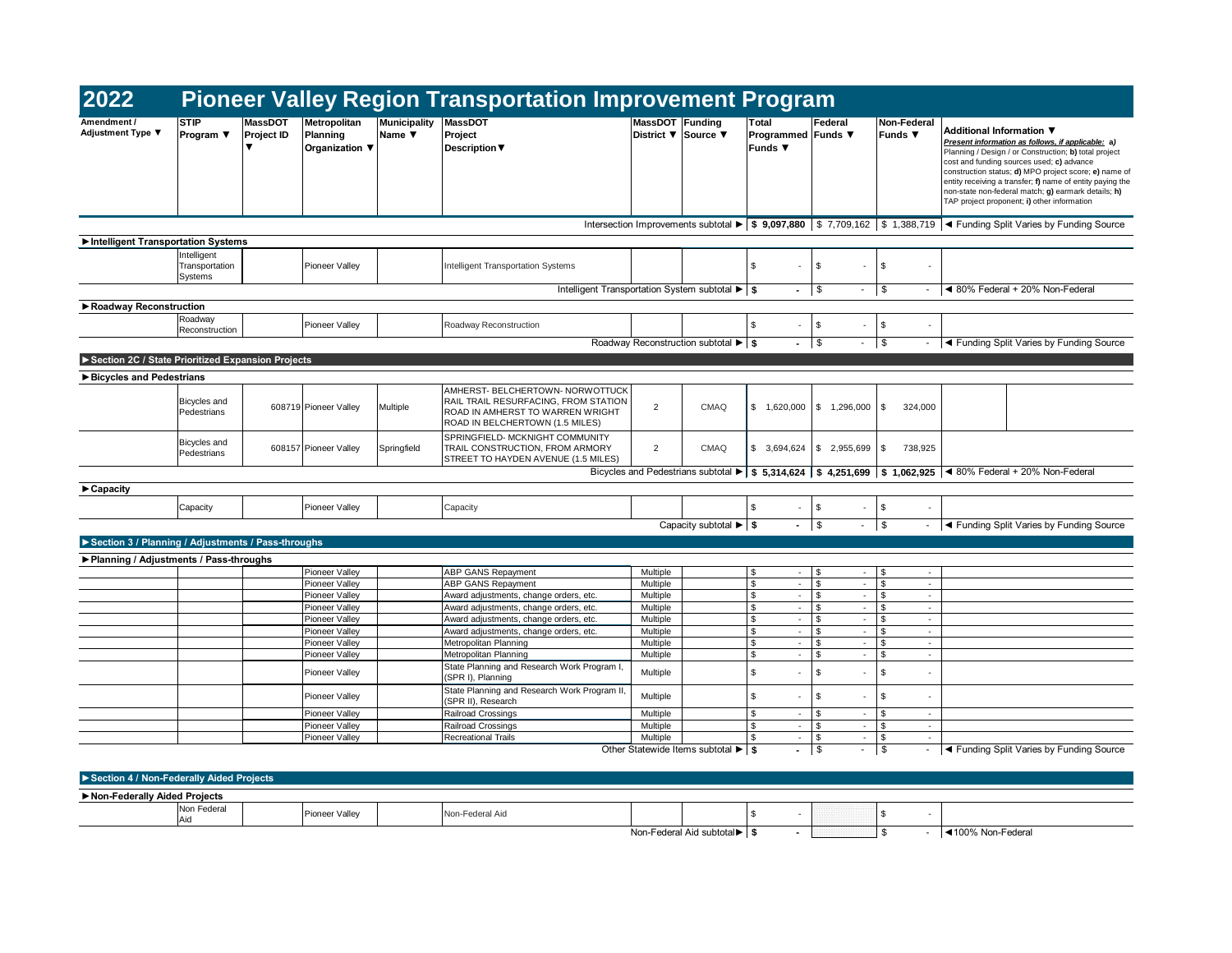# 2022 Pioneer Valley Region Transportation Improvement Program

| Amendment / Adjustment Type ▼ | STIP Program ▼ | MassDOT Project ID ▼ | Metropolitan Planning Organization ▼ | Municipality Name ▼ | MassDOT Project Description▼ | MassDOT District ▼ | Funding Source ▼ | Total Programmed Funds ▼ | Federal Funds ▼ | Non-Federal Funds ▼ | Additional Information ▼ *Present information as follows, if applicable: a) Planning / Design / or Construction; b) total project cost and funding sources used; c) advance construction status; d) MPO project score; e) name of entity receiving a transfer; f) name of entity paying the non-state non-federal match; g) earmark details; h) TAP project proponent; i) other information* |
|---|---|---|---|---|---|---|---|---|---|---|---|
| | | | | | | | Intersection Improvements subtotal ► | $ 9,097,880 | $ 7,709,162 | $ 1,388,719 | ◄ Funding Split Varies by Funding Source |
| **►Intelligent Transportation Systems** | | | | | | | | | | | |
| | Intelligent Transportation Systems | | Pioneer Valley | | Intelligent Transportation Systems | | | $ - | $ - | $ - | |
| | | | | | | | Intelligent Transportation System subtotal ► | $ - | $ - | $ - | ◄ 80% Federal + 20% Non-Federal |
| **►Roadway Reconstruction** | | | | | | | | | | | |
| | Roadway Reconstruction | | Pioneer Valley | | Roadway Reconstruction | | | $ - | $ - | $ - | |
| | | | | | | | Roadway Reconstruction subtotal ► | $ - | $ - | $ - | ◄ Funding Split Varies by Funding Source |
| **►Section 2C / State Prioritized Expansion Projects** | | | | | | | | | | | |
| **►Bicycles and Pedestrians** | | | | | | | | | | | |
| | Bicycles and Pedestrians | 608719 | Pioneer Valley | Multiple | AMHERST- BELCHERTOWN- NORWOTTUCK RAIL TRAIL RESURFACING, FROM STATION ROAD IN AMHERST TO WARREN WRIGHT ROAD IN BELCHERTOWN (1.5 MILES) | 2 | CMAQ | $ 1,620,000 | $ 1,296,000 | $ 324,000 | |
| | Bicycles and Pedestrians | 608157 | Pioneer Valley | Springfield | SPRINGFIELD- MCKNIGHT COMMUNITY TRAIL CONSTRUCTION, FROM ARMORY STREET TO HAYDEN AVENUE (1.5 MILES) | 2 | CMAQ | $ 3,694,624 | $ 2,955,699 | $ 738,925 | |
| | | | | | | | Bicycles and Pedestrians subtotal ► | $ 5,314,624 | $ 4,251,699 | $ 1,062,925 | ◄ 80% Federal + 20% Non-Federal |
| **►Capacity** | | | | | | | | | | | |
| | Capacity | | Pioneer Valley | | Capacity | | | $ - | $ - | $ - | |
| | | | | | | | Capacity subtotal ► | $ - | $ - | $ - | ◄ Funding Split Varies by Funding Source |
| **►Section 3 / Planning / Adjustments / Pass-throughs** | | | | | | | | | | | |
| **►Planning / Adjustments / Pass-throughs** | | | | | | | | | | | |
| | | | Pioneer Valley | | ABP GANS Repayment | Multiple | | $ - | $ - | $ - | |
| | | | Pioneer Valley | | ABP GANS Repayment | Multiple | | $ - | $ - | $ - | |
| | | | Pioneer Valley | | Award adjustments, change orders, etc. | Multiple | | $ - | $ - | $ - | |
| | | | Pioneer Valley | | Award adjustments, change orders, etc. | Multiple | | $ - | $ - | $ - | |
| | | | Pioneer Valley | | Award adjustments, change orders, etc. | Multiple | | $ - | $ - | $ - | |
| | | | Pioneer Valley | | Award adjustments, change orders, etc. | Multiple | | $ - | $ - | $ - | |
| | | | Pioneer Valley | | Metropolitan Planning | Multiple | | $ - | $ - | $ - | |
| | | | Pioneer Valley | | Metropolitan Planning | Multiple | | $ - | $ - | $ - | |
| | | | Pioneer Valley | | State Planning and Research Work Program I, (SPR I), Planning | Multiple | | $ - | $ - | $ - | |
| | | | Pioneer Valley | | State Planning and Research Work Program II, (SPR II), Research | Multiple | | $ - | $ - | $ - | |
| | | | Pioneer Valley | | Railroad Crossings | Multiple | | $ - | $ - | $ - | |
| | | | Pioneer Valley | | Railroad Crossings | Multiple | | $ - | $ - | $ - | |
| | | | Pioneer Valley | | Recreational Trails | Multiple | | $ - | $ - | $ - | |
| | | | | | | | Other Statewide Items subtotal ► | $ - | $ - | $ - | ◄ Funding Split Varies by Funding Source |
| **►Section 4 / Non-Federally Aided Projects** | | | | | | | | | | | |
| **►Non-Federally Aided Projects** | | | | | | | | | | | |
| | Non Federal Aid | | Pioneer Valley | | Non-Federal Aid | | | $ - | | $ - | |
| | | | | | | | Non-Federal Aid subtotal► | $ - | | $ - | ◄100% Non-Federal |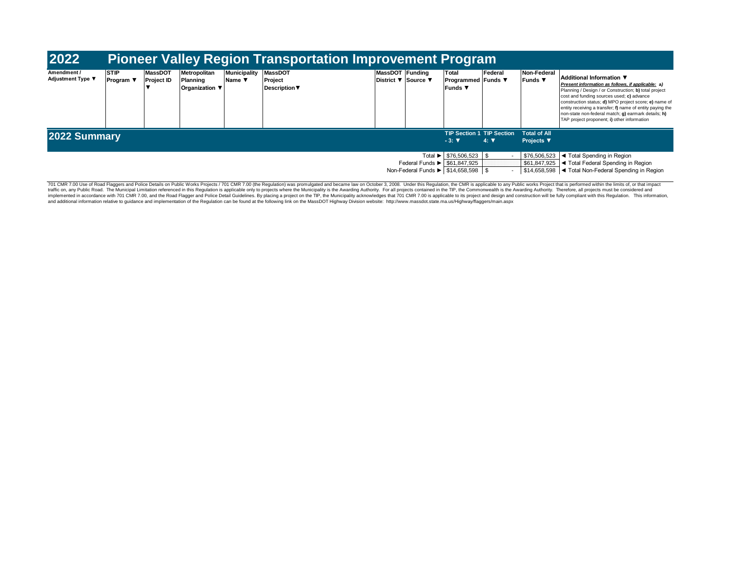# 2022 Pioneer Valley Region Transportation Improvement Program

| Amendment / Adjustment Type ▼ | STIP Program ▼ | MassDOT Project ID ▼ | Metropolitan Planning Organization ▼ | Municipality Name ▼ | MassDOT Project Description▼ | MassDOT District ▼ | Funding Source ▼ | Total Programmed Funds ▼ | Federal Funds ▼ | Non-Federal Funds ▼ | Additional Information ▼ *Present information as follows, if applicable:* **a)** Planning / Design / or Construction; **b)** total project cost and funding sources used; **c)** advance construction status; **d)** MPO project score; **e)** name of entity receiving a transfer; **f)** name of entity paying the non-state non-federal match; **g)** earmark details; **h)** TAP project proponent; **i)** other information |
|---|---|---|---|---|---|---|---|---|---|---|---|

## 2022 Summary

| | TIP Section 1 - 3: ▼ | TIP Section 4: ▼ | Total of All Projects ▼ | |
|---|---|---|---|---|
| Total ► | $76,506,523 | $ - | $76,506,523 | ◄ Total Spending in Region |
| Federal Funds ► | $61,847,925 | | $61,847,925 | ◄ Total Federal Spending in Region |
| Non-Federal Funds ► | $14,658,598 | $ - | $14,658,598 | ◄ Total Non-Federal Spending in Region |

701 CMR 7.00 Use of Road Flaggers and Police Details on Public Works Projects / 701 CMR 7.00 (the Regulation) was promulgated and became law on October 3, 2008. Under this Regulation, the CMR is applicable to any Public works Project that is performed within the limits of, or that impact traffic on, any Public Road. The Municipal Limitation referenced in this Regulation is applicable only to projects where the Municipality is the Awarding Authority. For all projects contained in the TIP, the Commonwealth is the Awarding Authority. Therefore, all projects must be considered and implemented in accordance with 701 CMR 7.00, and the Road Flagger and Police Detail Guidelines. By placing a project on the TIP, the Municipality acknowledges that 701 CMR 7.00 is applicable to its project and design and construction will be fully compliant with this Regulation. This information, and additional information relative to guidance and implementation of the Regulation can be found at the following link on the MassDOT Highway Division website: http://www.massdot.state.ma.us/Highway/flaggers/main.aspx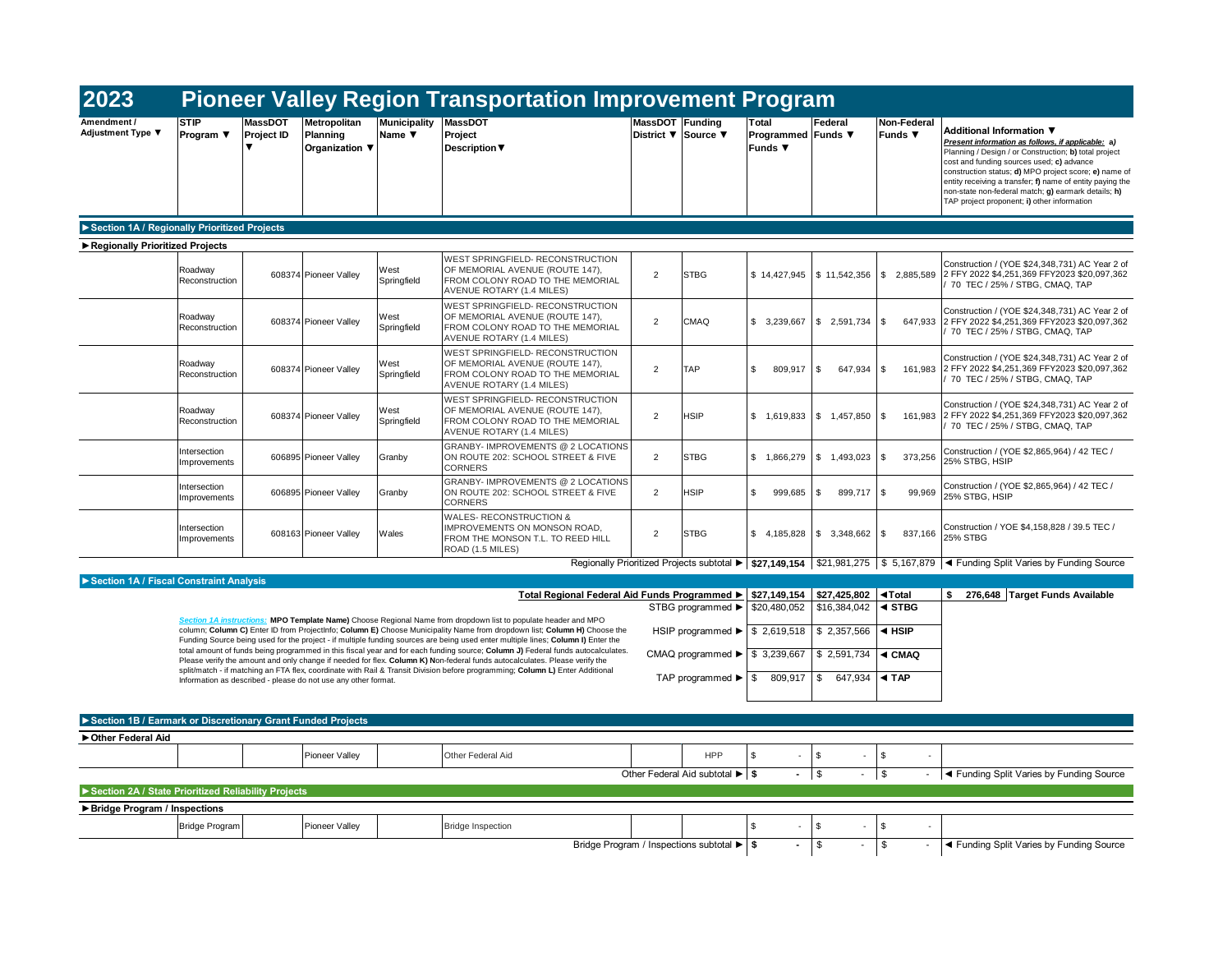# 2023 Pioneer Valley Region Transportation Improvement Program

| Amendment / Adjustment Type ▼ | STIP Program ▼ | MassDOT Project ID ▼ | Metropolitan Planning Organization ▼ | Municipality Name ▼ | MassDOT Project Description▼ | MassDOT District ▼ | Funding Source ▼ | Total Programmed Funds ▼ | Federal Funds ▼ | Non-Federal Funds ▼ | Additional Information ▼ *Present information as follows, if applicable: a)* Planning / Design / or Construction; **b)** total project cost and funding sources used; **c)** advance construction status; **d)** MPO project score; **e)** name of entity receiving a transfer; **f)** name of entity paying the non-state non-federal match; **g)** earmark details; **h)** TAP project proponent; **i)** other information |
|---|---|---|---|---|---|---|---|---|---|---|---|
| **►Section 1A / Regionally Prioritized Projects** | | | | | | | | | | | |
| **►Regionally Prioritized Projects** | | | | | | | | | | | |
| | Roadway Reconstruction | 608374 | Pioneer Valley | West Springfield | WEST SPRINGFIELD- RECONSTRUCTION OF MEMORIAL AVENUE (ROUTE 147), FROM COLONY ROAD TO THE MEMORIAL AVENUE ROTARY (1.4 MILES) | 2 | STBG | $ 14,427,945 | $ 11,542,356 | $ 2,885,589 | Construction / (YOE $24,348,731) AC Year 2 of 2 FFY 2022 $4,251,369 FFY2023 $20,097,362 / 70 TEC / 25% / STBG, CMAQ, TAP |
| | Roadway Reconstruction | 608374 | Pioneer Valley | West Springfield | WEST SPRINGFIELD- RECONSTRUCTION OF MEMORIAL AVENUE (ROUTE 147), FROM COLONY ROAD TO THE MEMORIAL AVENUE ROTARY (1.4 MILES) | 2 | CMAQ | $ 3,239,667 | $ 2,591,734 | $ 647,933 | Construction / (YOE $24,348,731) AC Year 2 of 2 FFY 2022 $4,251,369 FFY2023 $20,097,362 / 70 TEC / 25% / STBG, CMAQ, TAP |
| | Roadway Reconstruction | 608374 | Pioneer Valley | West Springfield | WEST SPRINGFIELD- RECONSTRUCTION OF MEMORIAL AVENUE (ROUTE 147), FROM COLONY ROAD TO THE MEMORIAL AVENUE ROTARY (1.4 MILES) | 2 | TAP | $ 809,917 | $ 647,934 | $ 161,983 | Construction / (YOE $24,348,731) AC Year 2 of 2 FFY 2022 $4,251,369 FFY2023 $20,097,362 / 70 TEC / 25% / STBG, CMAQ, TAP |
| | Roadway Reconstruction | 608374 | Pioneer Valley | West Springfield | WEST SPRINGFIELD- RECONSTRUCTION OF MEMORIAL AVENUE (ROUTE 147), FROM COLONY ROAD TO THE MEMORIAL AVENUE ROTARY (1.4 MILES) | 2 | HSIP | $ 1,619,833 | $ 1,457,850 | $ 161,983 | Construction / (YOE $24,348,731) AC Year 2 of 2 FFY 2022 $4,251,369 FFY2023 $20,097,362 / 70 TEC / 25% / STBG, CMAQ, TAP |
| | Intersection Improvements | 606895 | Pioneer Valley | Granby | GRANBY- IMPROVEMENTS @ 2 LOCATIONS ON ROUTE 202: SCHOOL STREET & FIVE CORNERS | 2 | STBG | $ 1,866,279 | $ 1,493,023 | $ 373,256 | Construction / (YOE $2,865,964) / 42 TEC / 25% STBG, HSIP |
| | Intersection Improvements | 606895 | Pioneer Valley | Granby | GRANBY- IMPROVEMENTS @ 2 LOCATIONS ON ROUTE 202: SCHOOL STREET & FIVE CORNERS | 2 | HSIP | $ 999,685 | $ 899,717 | $ 99,969 | Construction / (YOE $2,865,964) / 42 TEC / 25% STBG, HSIP |
| | Intersection Improvements | 608163 | Pioneer Valley | Wales | WALES- RECONSTRUCTION & IMPROVEMENTS ON MONSON ROAD, FROM THE MONSON T.L. TO REED HILL ROAD (1.5 MILES) | 2 | STBG | $ 4,185,828 | $ 3,348,662 | $ 837,166 | Construction / YOE $4,158,828 / 39.5 TEC / 25% STBG |
| | | | | | | | Regionally Prioritized Projects subtotal ► | **$27,149,154** | $21,981,275 | $ 5,167,879 | ◄ Funding Split Varies by Funding Source |

**►Section 1A / Fiscal Constraint Analysis**

| | Total Programmed | Federal | | Target |
|---|---|---|---|---|
| **Total Regional Federal Aid Funds Programmed ►** | **$27,149,154** | **$27,425,802** | **◄Total** | **$ 276,648 Target Funds Available** |
| STBG programmed ► | $20,480,052 | $16,384,042 | **◄ STBG** | |
| HSIP programmed ► | $ 2,619,518 | $ 2,357,566 | **◄ HSIP** | |
| CMAQ programmed ► | $ 3,239,667 | $ 2,591,734 | **◄ CMAQ** | |
| TAP programmed ► | $ 809,917 | $ 647,934 | **◄ TAP** | |

*Section 1A instructions:* **MPO Template Name)** Choose Regional Name from dropdown list to populate header and MPO column; **Column C)** Enter ID from ProjectInfo; **Column E)** Choose Municipality Name from dropdown list; **Column H)** Choose the Funding Source being used for the project - if multiple funding sources are being used enter multiple lines; **Column I)** Enter the total amount of funds being programmed in this fiscal year and for each funding source; **Column J)** Federal funds autocalculates. Please verify the amount and only change if needed for flex. **Column K) N**on-federal funds autocalculates. Please verify the split/match - if matching an FTA flex, coordinate with Rail & Transit Division before programming; **Column L)** Enter Additional Information as described - please do not use any other format.

| Amendment / Adjustment Type | STIP Program | MassDOT Project ID | Metropolitan Planning Organization | Municipality Name | MassDOT Project Description | MassDOT District | Funding Source | Total Programmed Funds | Federal Funds | Non-Federal Funds | Additional Information |
|---|---|---|---|---|---|---|---|---|---|---|---|
| **►Section 1B / Earmark or Discretionary Grant Funded Projects** | | | | | | | | | | | |
| **►Other Federal Aid** | | | | | | | | | | | |
| | | | Pioneer Valley | | Other Federal Aid | | HPP | $ - | $ - | $ - | |
| | | | | | | | Other Federal Aid subtotal ► | **$ -** | $ - | $ - | ◄ Funding Split Varies by Funding Source |
| **►Section 2A / State Prioritized Reliability Projects** | | | | | | | | | | | |
| **►Bridge Program / Inspections** | | | | | | | | | | | |
| | Bridge Program | | Pioneer Valley | | Bridge Inspection | | | $ - | $ - | $ - | |
| | | | | | | | Bridge Program / Inspections subtotal ► | **$ -** | $ - | $ - | ◄ Funding Split Varies by Funding Source |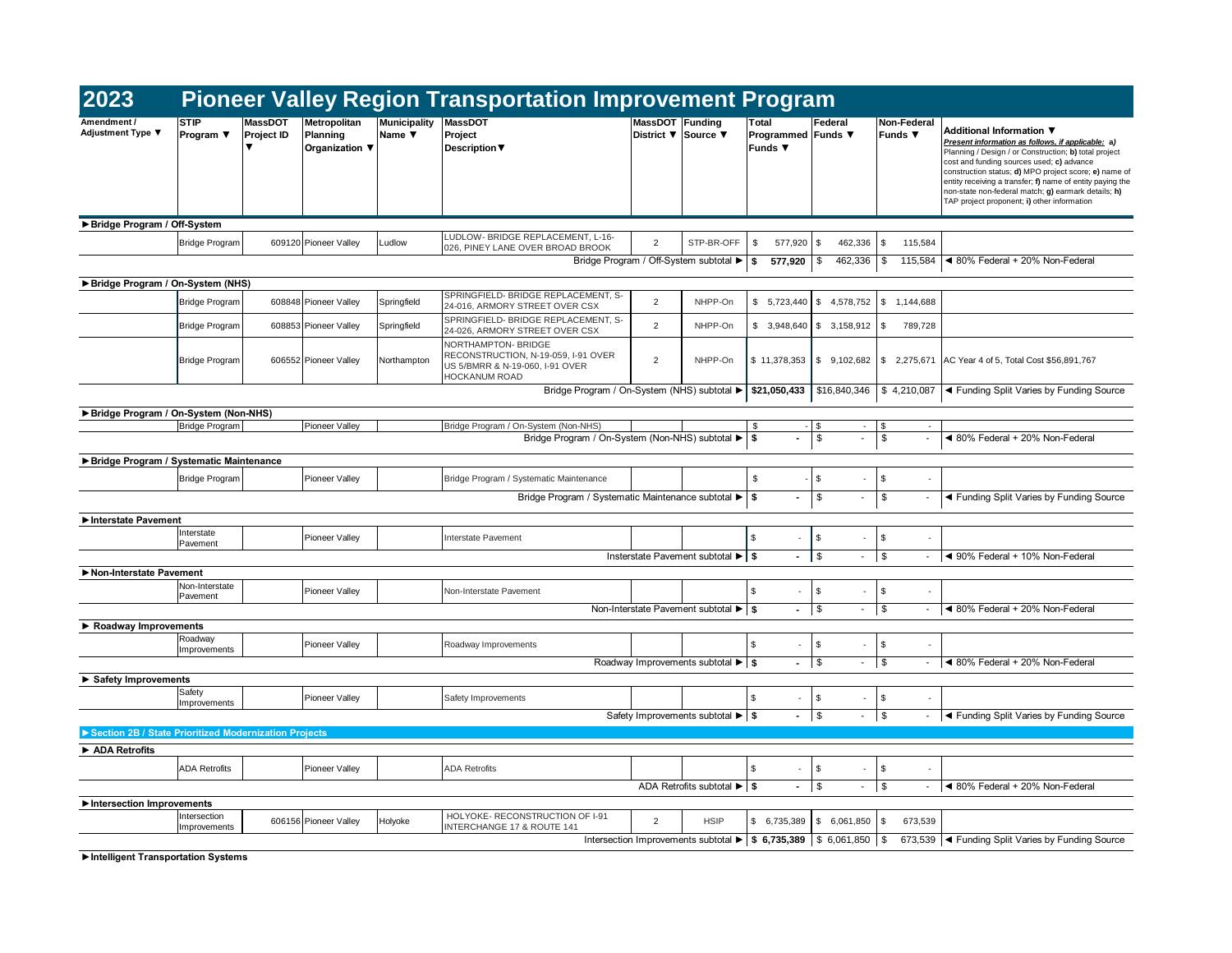# 2023 Pioneer Valley Region Transportation Improvement Program

| Amendment / Adjustment Type ▼ | STIP Program ▼ | MassDOT Project ID ▼ | Metropolitan Planning Organization ▼ | Municipality Name ▼ | MassDOT Project Description▼ | MassDOT District ▼ | Funding Source ▼ | Total Programmed Funds ▼ | Federal Funds ▼ | Non-Federal Funds ▼ | Additional Information ▼ *Present information as follows, if applicable:* a) Planning / Design / or Construction; b) total project cost and funding sources used; c) advance construction status; d) MPO project score; e) name of entity receiving a transfer; f) name of entity paying the non-state non-federal match; g) earmark details; h) TAP project proponent; i) other information |
|---|---|---|---|---|---|---|---|---|---|---|---|
| **►Bridge Program / Off-System** | | | | | | | | | | | |
| | Bridge Program | 609120 | Pioneer Valley | Ludlow | LUDLOW- BRIDGE REPLACEMENT, L-16-026, PINEY LANE OVER BROAD BROOK | 2 | STP-BR-OFF | $ 577,920 | $ 462,336 | $ 115,584 | |
| | | | | | | Bridge Program / Off-System subtotal ► | | **$ 577,920** | $ 462,336 | $ 115,584 | ◄ 80% Federal + 20% Non-Federal |
| **►Bridge Program / On-System (NHS)** | | | | | | | | | | | |
| | Bridge Program | 608848 | Pioneer Valley | Springfield | SPRINGFIELD- BRIDGE REPLACEMENT, S-24-016, ARMORY STREET OVER CSX | 2 | NHPP-On | $ 5,723,440 | $ 4,578,752 | $ 1,144,688 | |
| | Bridge Program | 608853 | Pioneer Valley | Springfield | SPRINGFIELD- BRIDGE REPLACEMENT, S-24-026, ARMORY STREET OVER CSX | 2 | NHPP-On | $ 3,948,640 | $ 3,158,912 | $ 789,728 | |
| | Bridge Program | 606552 | Pioneer Valley | Northampton | NORTHAMPTON- BRIDGE RECONSTRUCTION, N-19-059, I-91 OVER US 5/BMRR & N-19-060, I-91 OVER HOCKANUM ROAD | 2 | NHPP-On | $ 11,378,353 | $ 9,102,682 | $ 2,275,671 | AC Year 4 of 5, Total Cost $56,891,767 |
| | | | | | | Bridge Program / On-System (NHS) subtotal ► | | **$21,050,433** | $16,840,346 | $ 4,210,087 | ◄ Funding Split Varies by Funding Source |
| **►Bridge Program / On-System (Non-NHS)** | | | | | | | | | | | |
| | Bridge Program | | Pioneer Valley | | Bridge Program / On-System (Non-NHS) | | | $ - | $ - | $ - | |
| | | | | | | Bridge Program / On-System (Non-NHS) subtotal ► | | **$ -** | $ - | $ - | ◄ 80% Federal + 20% Non-Federal |
| **►Bridge Program / Systematic Maintenance** | | | | | | | | | | | |
| | Bridge Program | | Pioneer Valley | | Bridge Program / Systematic Maintenance | | | $ - | $ - | $ - | |
| | | | | | | Bridge Program / Systematic Maintenance subtotal ► | | **$ -** | $ - | $ - | ◄ Funding Split Varies by Funding Source |
| **►Interstate Pavement** | | | | | | | | | | | |
| | Interstate Pavement | | Pioneer Valley | | Interstate Pavement | | | $ - | $ - | $ - | |
| | | | | | | Insterstate Pavement subtotal ► | | **$ -** | $ - | $ - | ◄ 90% Federal + 10% Non-Federal |
| **►Non-Interstate Pavement** | | | | | | | | | | | |
| | Non-Interstate Pavement | | Pioneer Valley | | Non-Interstate Pavement | | | $ - | $ - | $ - | |
| | | | | | | Non-Interstate Pavement subtotal ► | | **$ -** | $ - | $ - | ◄ 80% Federal + 20% Non-Federal |
| **► Roadway Improvements** | | | | | | | | | | | |
| | Roadway Improvements | | Pioneer Valley | | Roadway Improvements | | | $ - | $ - | $ - | |
| | | | | | | Roadway Improvements subtotal ► | | **$ -** | $ - | $ - | ◄ 80% Federal + 20% Non-Federal |
| **► Safety Improvements** | | | | | | | | | | | |
| | Safety Improvements | | Pioneer Valley | | Safety Improvements | | | $ - | $ - | $ - | |
| | | | | | | Safety Improvements subtotal ► | | **$ -** | $ - | $ - | ◄ Funding Split Varies by Funding Source |
| **►Section 2B / State Prioritized Modernization Projects** | | | | | | | | | | | |
| **► ADA Retrofits** | | | | | | | | | | | |
| | ADA Retrofits | | Pioneer Valley | | ADA Retrofits | | | $ - | $ - | $ - | |
| | | | | | | ADA Retrofits subtotal ► | | **$ -** | $ - | $ - | ◄ 80% Federal + 20% Non-Federal |
| **►Intersection Improvements** | | | | | | | | | | | |
| | Intersection Improvements | 606156 | Pioneer Valley | Holyoke | HOLYOKE- RECONSTRUCTION OF I-91 INTERCHANGE 17 & ROUTE 141 | 2 | HSIP | $ 6,735,389 | $ 6,061,850 | $ 673,539 | |
| | | | | | | Intersection Improvements subtotal ► | | **$ 6,735,389** | $ 6,061,850 | $ 673,539 | ◄ Funding Split Varies by Funding Source |
| **►Intelligent Transportation Systems** | | | | | | | | | | | |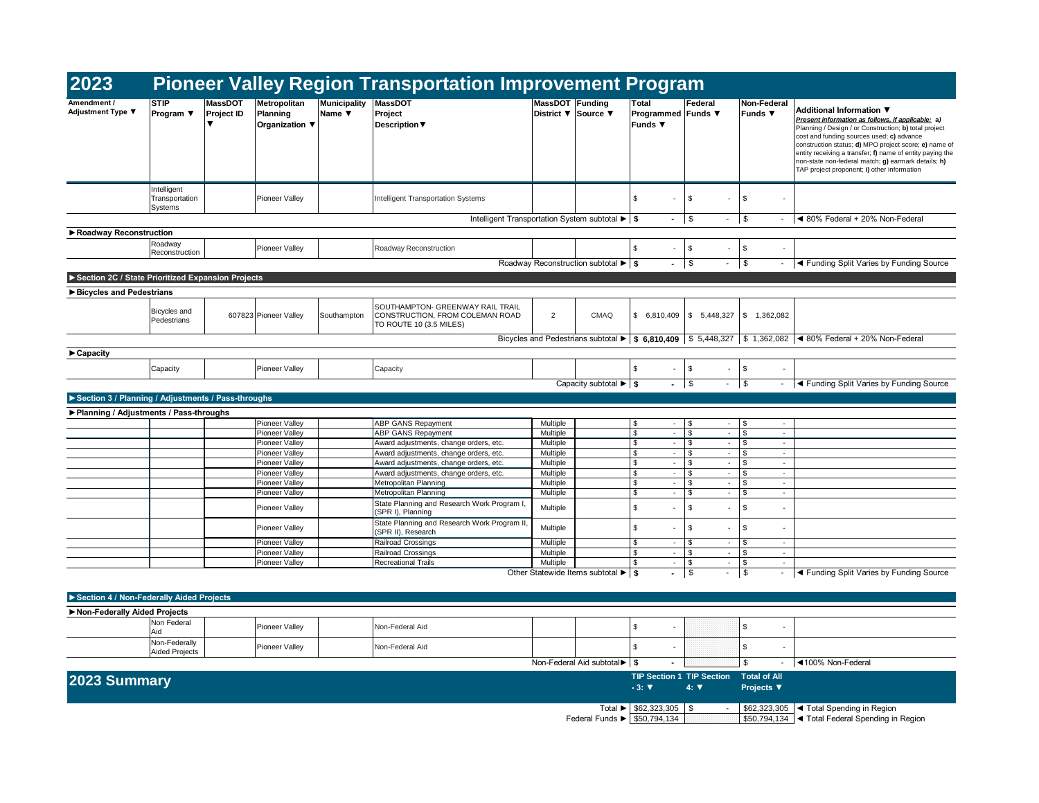# 2023 Pioneer Valley Region Transportation Improvement Program

| Amendment / Adjustment Type ▼ | STIP Program ▼ | MassDOT Project ID ▼ | Metropolitan Planning Organization ▼ | Municipality Name ▼ | MassDOT Project Description▼ | MassDOT District ▼ | Funding Source ▼ | Total Programmed Funds ▼ | Federal Funds ▼ | Non-Federal Funds ▼ | Additional Information ▼ *Present information as follows, if applicable:* **a)** Planning / Design / or Construction; **b)** total project cost and funding sources used; **c)** advance construction status; **d)** MPO project score; **e)** name of entity receiving a transfer; **f)** name of entity paying the non-state non-federal match; **g)** earmark details; **h)** TAP project proponent; **i)** other information |
|---|---|---|---|---|---|---|---|---|---|---|---|
| | Intelligent Transportation Systems | | Pioneer Valley | | Intelligent Transportation Systems | | | $ - | $ - | $ - | |
| | | | | | | | Intelligent Transportation System subtotal ► | **$ -** | $ - | $ - | ◄ 80% Federal + 20% Non-Federal |
| **►Roadway Reconstruction** | | | | | | | | | | | |
| | Roadway Reconstruction | | Pioneer Valley | | Roadway Reconstruction | | | $ - | $ - | $ - | |
| | | | | | | | Roadway Reconstruction subtotal ► | **$ -** | $ - | $ - | ◄ Funding Split Varies by Funding Source |
| **►Section 2C / State Prioritized Expansion Projects** | | | | | | | | | | | |
| **►Bicycles and Pedestrians** | | | | | | | | | | | |
| | Bicycles and Pedestrians | 607823 | Pioneer Valley | Southampton | SOUTHAMPTON- GREENWAY RAIL TRAIL CONSTRUCTION, FROM COLEMAN ROAD TO ROUTE 10 (3.5 MILES) | 2 | CMAQ | $ 6,810,409 | $ 5,448,327 | $ 1,362,082 | |
| | | | | | | | Bicycles and Pedestrians subtotal ► | **$ 6,810,409** | $ 5,448,327 | $ 1,362,082 | ◄ 80% Federal + 20% Non-Federal |
| **►Capacity** | | | | | | | | | | | |
| | Capacity | | Pioneer Valley | | Capacity | | | $ - | $ - | $ - | |
| | | | | | | | Capacity subtotal ► | **$ -** | $ - | $ - | ◄ Funding Split Varies by Funding Source |
| **►Section 3 / Planning / Adjustments / Pass-throughs** | | | | | | | | | | | |
| **►Planning / Adjustments / Pass-throughs** | | | | | | | | | | | |
| | | | Pioneer Valley | | ABP GANS Repayment | Multiple | | $ - | $ - | $ - | |
| | | | Pioneer Valley | | ABP GANS Repayment | Multiple | | $ - | $ - | $ - | |
| | | | Pioneer Valley | | Award adjustments, change orders, etc. | Multiple | | $ - | $ - | $ - | |
| | | | Pioneer Valley | | Award adjustments, change orders, etc. | Multiple | | $ - | $ - | $ - | |
| | | | Pioneer Valley | | Award adjustments, change orders, etc. | Multiple | | $ - | $ - | $ - | |
| | | | Pioneer Valley | | Award adjustments, change orders, etc. | Multiple | | $ - | $ - | $ - | |
| | | | Pioneer Valley | | Metropolitan Planning | Multiple | | $ - | $ - | $ - | |
| | | | Pioneer Valley | | Metropolitan Planning | Multiple | | $ - | $ - | $ - | |
| | | | Pioneer Valley | | State Planning and Research Work Program I, (SPR I), Planning | Multiple | | $ - | $ - | $ - | |
| | | | Pioneer Valley | | State Planning and Research Work Program II, (SPR II), Research | Multiple | | $ - | $ - | $ - | |
| | | | Pioneer Valley | | Railroad Crossings | Multiple | | $ - | $ - | $ - | |
| | | | Pioneer Valley | | Railroad Crossings | Multiple | | $ - | $ - | $ - | |
| | | | Pioneer Valley | | Recreational Trails | Multiple | | $ - | $ - | $ - | |
| | | | | | | | Other Statewide Items subtotal ► | **$ -** | $ - | $ - | ◄ Funding Split Varies by Funding Source |
| **►Section 4 / Non-Federally Aided Projects** | | | | | | | | | | | |
| **►Non-Federally Aided Projects** | | | | | | | | | | | |
| | Non Federal Aid | | Pioneer Valley | | Non-Federal Aid | | | $ - | | $ - | |
| | Non-Federally Aided Projects | | Pioneer Valley | | Non-Federal Aid | | | $ - | | $ - | |
| | | | | | | | Non-Federal Aid subtotal► | **$ -** | | $ - | ◄100% Non-Federal |

## 2023 Summary

| | TIP Section 1 - 3: ▼ | TIP Section 4: ▼ | Total of All Projects ▼ | |
|---|---|---|---|---|
| Total ► | $62,323,305 | $ - | $62,323,305 | ◄ Total Spending in Region |
| Federal Funds ► | $50,794,134 | | $50,794,134 | ◄ Total Federal Spending in Region |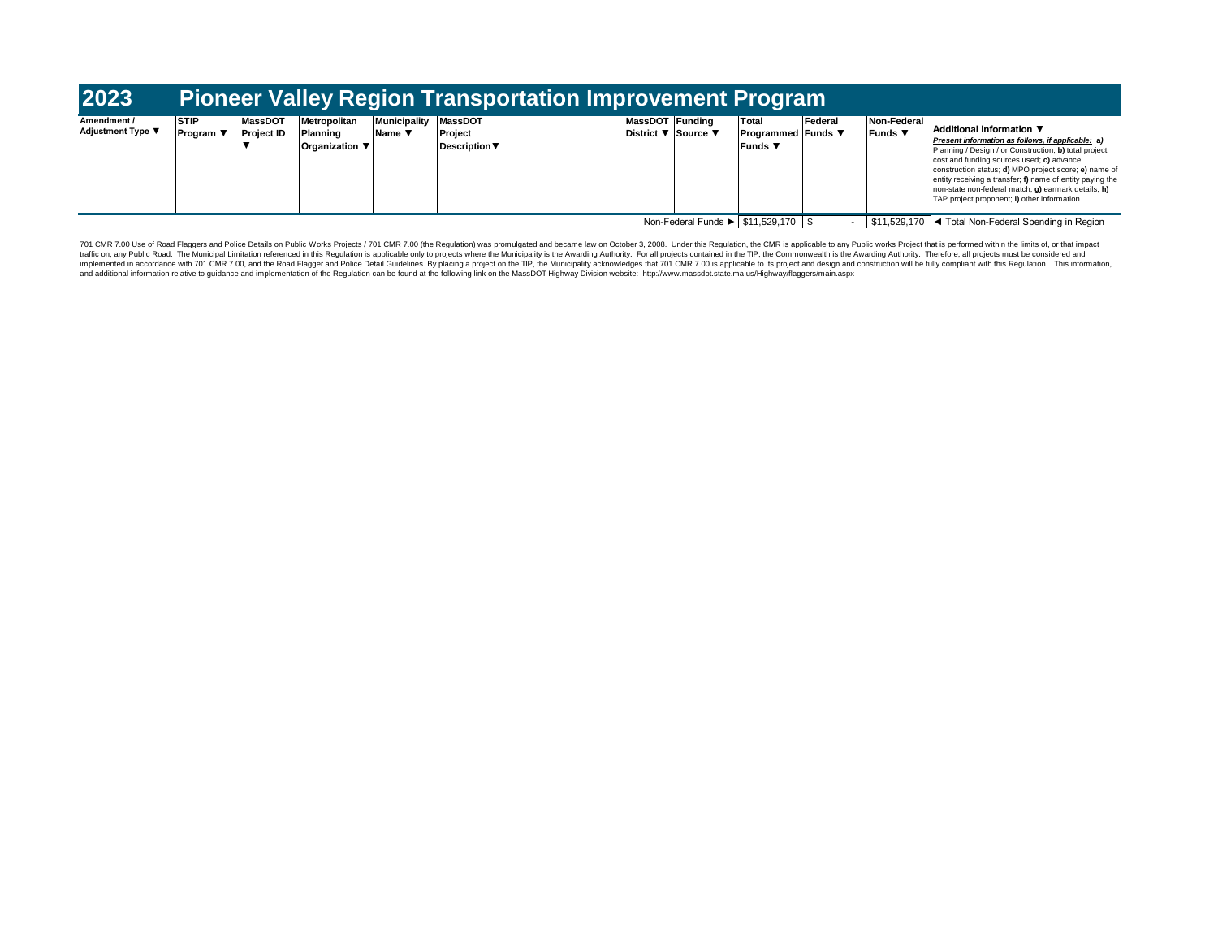# 2023 Pioneer Valley Region Transportation Improvement Program

| Amendment / Adjustment Type ▼ | STIP Program ▼ | MassDOT Project ID ▼ | Metropolitan Planning Organization ▼ | Municipality Name ▼ | MassDOT Project Description▼ | MassDOT District ▼ | Funding Source ▼ | Total Programmed Funds ▼ | Federal Funds ▼ | Non-Federal Funds ▼ | Additional Information ▼ *Present information as follows, if applicable:* **a)** Planning / Design / or Construction; **b)** total project cost and funding sources used; **c)** advance construction status; **d)** MPO project score; **e)** name of entity receiving a transfer; **f)** name of entity paying the non-state non-federal match; **g)** earmark details; **h)** TAP project proponent; **i)** other information |
|---|---|---|---|---|---|---|---|---|---|---|---|
| | | | | | | | Non-Federal Funds ► | $11,529,170 | $ - | $11,529,170 | ◄ Total Non-Federal Spending in Region |

701 CMR 7.00 Use of Road Flaggers and Police Details on Public Works Projects / 701 CMR 7.00 (the Regulation) was promulgated and became law on October 3, 2008. Under this Regulation, the CMR is applicable to any Public works Project that is performed within the limits of, or that impact traffic on, any Public Road. The Municipal Limitation referenced in this Regulation is applicable only to projects where the Municipality is the Awarding Authority. For all projects contained in the TIP, the Commonwealth is the Awarding Authority. Therefore, all projects must be considered and implemented in accordance with 701 CMR 7.00, and the Road Flagger and Police Detail Guidelines. By placing a project on the TIP, the Municipality acknowledges that 701 CMR 7.00 is applicable to its project and design and construction will be fully compliant with this Regulation. This information, and additional information relative to guidance and implementation of the Regulation can be found at the following link on the MassDOT Highway Division website: http://www.massdot.state.ma.us/Highway/flaggers/main.aspx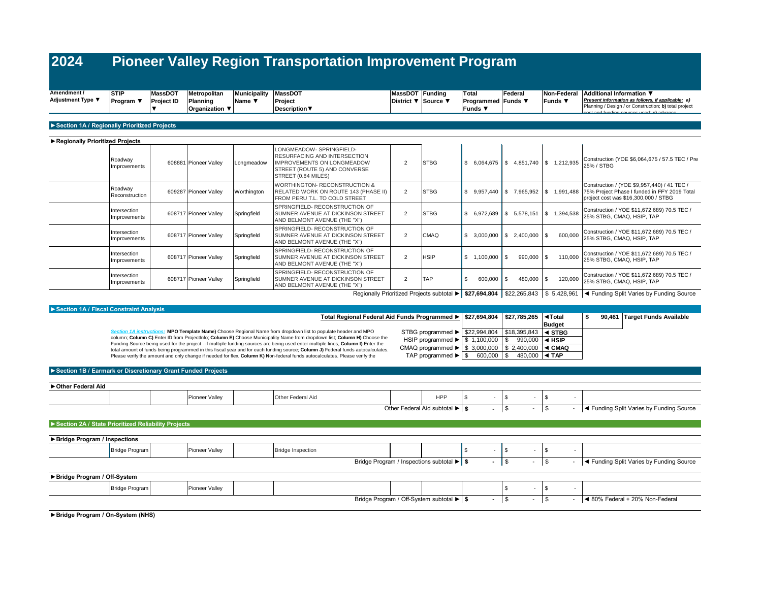# 2024 Pioneer Valley Region Transportation Improvement Program

| Amendment / Adjustment Type ▼ | STIP Program ▼ | MassDOT Project ID ▼ | Metropolitan Planning Organization ▼ | Municipality Name ▼ | MassDOT Project Description▼ | MassDOT District ▼ | Funding Source ▼ | Total Programmed Funds ▼ | Federal Funds ▼ | Non-Federal Funds ▼ | Additional Information ▼ *Present information as follows, if applicable: a)* Planning / Design / or Construction; **b)** total project cost and funding sources used; **c)** advance |
|---|---|---|---|---|---|---|---|---|---|---|---|

## ►Section 1A / Regionally Prioritized Projects

**►Regionally Prioritized Projects**

| Amendment / Adjustment Type | STIP Program | MassDOT Project ID | Metropolitan Planning Organization | Municipality Name | MassDOT Project Description | MassDOT District | Funding Source | Total Programmed Funds | Federal Funds | Non-Federal Funds | Additional Information |
|---|---|---|---|---|---|---|---|---|---|---|---|
| | Roadway Improvements | 608881 | Pioneer Valley | Longmeadow | LONGMEADOW- SPRINGFIELD- RESURFACING AND INTERSECTION IMPROVEMENTS ON LONGMEADOW STREET (ROUTE 5) AND CONVERSE STREET (0.84 MILES) | 2 | STBG | $ 6,064,675 | $ 4,851,740 | $ 1,212,935 | Construction (YOE $6,064,675 / 57.5 TEC / Pre 25% / STBG |
| | Roadway Reconstruction | 609287 | Pioneer Valley | Worthington | WORTHINGTON- RECONSTRUCTION & RELATED WORK ON ROUTE 143 (PHASE II) FROM PERU T.L. TO COLD STREET | 2 | STBG | $ 9,957,440 | $ 7,965,952 | $ 1,991,488 | Construction / (YOE $9,957,440) / 41 TEC / 75% Project Phase I funded in FFY 2019 Total project cost was $16,300,000 / STBG |
| | Intersection Improvements | 608717 | Pioneer Valley | Springfield | SPRINGFIELD- RECONSTRUCTION OF SUMNER AVENUE AT DICKINSON STREET AND BELMONT AVENUE (THE "X") | 2 | STBG | $ 6,972,689 | $ 5,578,151 | $ 1,394,538 | Construction / YOE $11,672,689) 70.5 TEC / 25% STBG, CMAQ, HSIP, TAP |
| | Intersection Improvements | 608717 | Pioneer Valley | Springfield | SPRINGFIELD- RECONSTRUCTION OF SUMNER AVENUE AT DICKINSON STREET AND BELMONT AVENUE (THE "X") | 2 | CMAQ | $ 3,000,000 | $ 2,400,000 | $ 600,000 | Construction / YOE $11,672,689) 70.5 TEC / 25% STBG, CMAQ, HSIP, TAP |
| | Intersection Improvements | 608717 | Pioneer Valley | Springfield | SPRINGFIELD- RECONSTRUCTION OF SUMNER AVENUE AT DICKINSON STREET AND BELMONT AVENUE (THE "X") | 2 | HSIP | $ 1,100,000 | $ 990,000 | $ 110,000 | Construction / YOE $11,672,689) 70.5 TEC / 25% STBG, CMAQ, HSIP, TAP |
| | Intersection Improvements | 608717 | Pioneer Valley | Springfield | SPRINGFIELD- RECONSTRUCTION OF SUMNER AVENUE AT DICKINSON STREET AND BELMONT AVENUE (THE "X") | 2 | TAP | $ 600,000 | $ 480,000 | $ 120,000 | Construction / YOE $11,672,689) 70.5 TEC / 25% STBG, CMAQ, HSIP, TAP |
| | | | | | | | Regionally Prioritized Projects subtotal ► | $27,694,804 | $22,265,843 | $ 5,428,961 | ◄ Funding Split Varies by Funding Source |

## ►Section 1A / Fiscal Constraint Analysis

| | | | | |
|---|---|---|---|---|
| Total Regional Federal Aid Funds Programmed ► | $27,694,804 | $27,785,265 | ◄Total Budget | $ 90,461 Target Funds Available |
| STBG programmed ► | $22,994,804 | $18,395,843 | ◄ STBG | |
| HSIP programmed ► | $ 1,100,000 | $ 990,000 | ◄ HSIP | |
| CMAQ programmed ► | $ 3,000,000 | $ 2,400,000 | ◄ CMAQ | |
| TAP programmed ► | $ 600,000 | $ 480,000 | ◄ TAP | |

*Section 1A instructions:* **MPO Template Name)** Choose Regional Name from dropdown list to populate header and MPO column; **Column C)** Enter ID from ProjectInfo; **Column E)** Choose Municipality Name from dropdown list; **Column H)** Choose the Funding Source being used for the project - if multiple funding sources are being used enter multiple lines; **Column I)** Enter the total amount of funds being programmed in this fiscal year and for each funding source; **Column J)** Federal funds autocalculates. Please verify the amount and only change if needed for flex. **Column K) N**on-federal funds autocalculates. Please verify the

## ►Section 1B / Earmark or Discretionary Grant Funded Projects

**►Other Federal Aid**

| Amendment / Adjustment Type | STIP Program | MassDOT Project ID | Metropolitan Planning Organization | Municipality Name | MassDOT Project Description | MassDOT District | Funding Source | Total Programmed Funds | Federal Funds | Non-Federal Funds | Additional Information |
|---|---|---|---|---|---|---|---|---|---|---|---|
| | | | Pioneer Valley | | Other Federal Aid | | HPP | $ - | $ - | $ - | |
| | | | | | | | Other Federal Aid subtotal ► | $ - | $ - | $ - | ◄ Funding Split Varies by Funding Source |

## ►Section 2A / State Prioritized Reliability Projects

**►Bridge Program / Inspections**

| Amendment / Adjustment Type | STIP Program | MassDOT Project ID | Metropolitan Planning Organization | Municipality Name | MassDOT Project Description | MassDOT District | Funding Source | Total Programmed Funds | Federal Funds | Non-Federal Funds | Additional Information |
|---|---|---|---|---|---|---|---|---|---|---|---|
| | Bridge Program | | Pioneer Valley | | Bridge Inspection | | | $ - | $ - | $ - | |
| | | | | | | | Bridge Program / Inspections subtotal ► | $ - | $ - | $ - | ◄ Funding Split Varies by Funding Source |

**►Bridge Program / Off-System**

| Amendment / Adjustment Type | STIP Program | MassDOT Project ID | Metropolitan Planning Organization | Municipality Name | MassDOT Project Description | MassDOT District | Funding Source | Total Programmed Funds | Federal Funds | Non-Federal Funds | Additional Information |
|---|---|---|---|---|---|---|---|---|---|---|---|
| | Bridge Program | | Pioneer Valley | | | | | | $ - | $ - | |
| | | | | | | | Bridge Program / Off-System subtotal ► | $ - | $ - | $ - | ◄ 80% Federal + 20% Non-Federal |

**►Bridge Program / On-System (NHS)**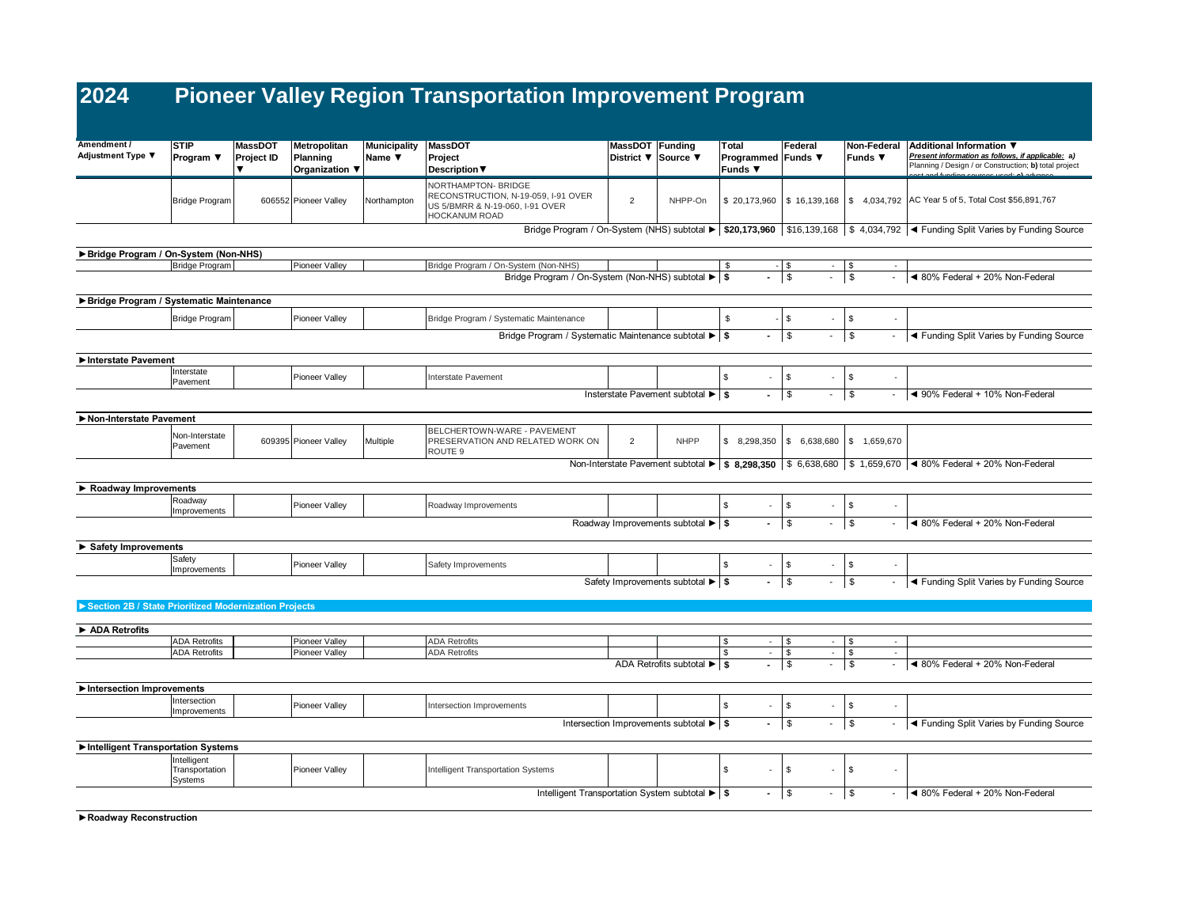# 2024 Pioneer Valley Region Transportation Improvement Program

| Amendment / Adjustment Type ▼ | STIP Program ▼ | MassDOT Project ID ▼ | Metropolitan Planning Organization ▼ | Municipality Name ▼ | MassDOT Project Description▼ | MassDOT District ▼ | Funding Source ▼ | Total Programmed Funds ▼ | Federal Funds ▼ | Non-Federal Funds ▼ | Additional Information ▼ *Present information as follows, if applicable: a) Planning / Design / or Construction; b) total project cost and funding sources used; c) advance* |
|---|---|---|---|---|---|---|---|---|---|---|---|
| | Bridge Program | 606552 | Pioneer Valley | Northampton | NORTHAMPTON- BRIDGE RECONSTRUCTION, N-19-059, I-91 OVER US 5/BMRR & N-19-060, I-91 OVER HOCKANUM ROAD | 2 | NHPP-On | $ 20,173,960 | $ 16,139,168 | $ 4,034,792 | AC Year 5 of 5, Total Cost $56,891,767 |
| | | | | | Bridge Program / On-System (NHS) subtotal ▶ | | | **$20,173,960** | $16,139,168 | $ 4,034,792 | ◀ Funding Split Varies by Funding Source |
| **▶Bridge Program / On-System (Non-NHS)** | | | | | | | | | | | |
| | Bridge Program | | Pioneer Valley | | Bridge Program / On-System (Non-NHS) | | | $ - | $ - | $ - | |
| | | | | | Bridge Program / On-System (Non-NHS) subtotal ▶ | | | **$ -** | $ - | $ - | ◀ 80% Federal + 20% Non-Federal |
| **▶Bridge Program / Systematic Maintenance** | | | | | | | | | | | |
| | Bridge Program | | Pioneer Valley | | Bridge Program / Systematic Maintenance | | | $ - | $ - | $ - | |
| | | | | | Bridge Program / Systematic Maintenance subtotal ▶ | | | **$ -** | $ - | $ - | ◀ Funding Split Varies by Funding Source |
| **▶Interstate Pavement** | | | | | | | | | | | |
| | Interstate Pavement | | Pioneer Valley | | Interstate Pavement | | | $ - | $ - | $ - | |
| | | | | | Insterstate Pavement subtotal ▶ | | | **$ -** | $ - | $ - | ◀ 90% Federal + 10% Non-Federal |
| **▶Non-Interstate Pavement** | | | | | | | | | | | |
| | Non-Interstate Pavement | 609395 | Pioneer Valley | Multiple | BELCHERTOWN-WARE - PAVEMENT PRESERVATION AND RELATED WORK ON ROUTE 9 | 2 | NHPP | $ 8,298,350 | $ 6,638,680 | $ 1,659,670 | |
| | | | | | Non-Interstate Pavement subtotal ▶ | | | **$ 8,298,350** | $ 6,638,680 | $ 1,659,670 | ◀ 80% Federal + 20% Non-Federal |
| **▶ Roadway Improvements** | | | | | | | | | | | |
| | Roadway Improvements | | Pioneer Valley | | Roadway Improvements | | | $ - | $ - | $ - | |
| | | | | | Roadway Improvements subtotal ▶ | | | **$ -** | $ - | $ - | ◀ 80% Federal + 20% Non-Federal |
| **▶ Safety Improvements** | | | | | | | | | | | |
| | Safety Improvements | | Pioneer Valley | | Safety Improvements | | | $ - | $ - | $ - | |
| | | | | | Safety Improvements subtotal ▶ | | | **$ -** | $ - | $ - | ◀ Funding Split Varies by Funding Source |
| **▶Section 2B / State Prioritized Modernization Projects** | | | | | | | | | | | |
| **▶ ADA Retrofits** | | | | | | | | | | | |
| | ADA Retrofits | | Pioneer Valley | | ADA Retrofits | | | $ - | $ - | $ - | |
| | ADA Retrofits | | Pioneer Valley | | ADA Retrofits | | | $ - | $ - | $ - | |
| | | | | | ADA Retrofits subtotal ▶ | | | **$ -** | $ - | $ - | ◀ 80% Federal + 20% Non-Federal |
| **▶Intersection Improvements** | | | | | | | | | | | |
| | Intersection Improvements | | Pioneer Valley | | Intersection Improvements | | | $ - | $ - | $ - | |
| | | | | | Intersection Improvements subtotal ▶ | | | **$ -** | $ - | $ - | ◀ Funding Split Varies by Funding Source |
| **▶Intelligent Transportation Systems** | | | | | | | | | | | |
| | Intelligent Transportation Systems | | Pioneer Valley | | Intelligent Transportation Systems | | | $ - | $ - | $ - | |
| | | | | | Intelligent Transportation System subtotal ▶ | | | **$ -** | $ - | $ - | ◀ 80% Federal + 20% Non-Federal |
| **▶Roadway Reconstruction** | | | | | | | | | | | |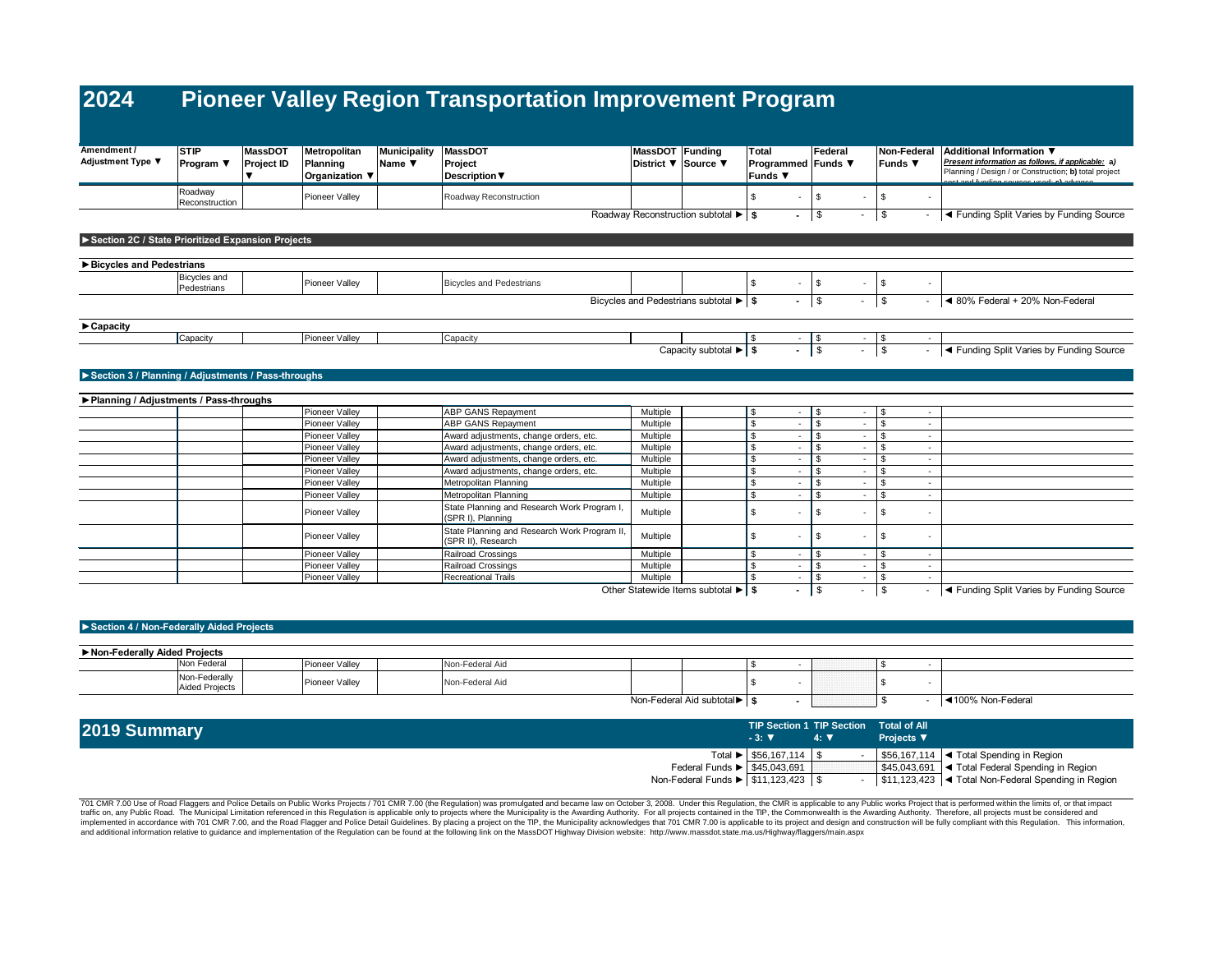# 2024 Pioneer Valley Region Transportation Improvement Program

| Amendment / Adjustment Type ▼ | STIP Program ▼ | MassDOT Project ID ▼ | Metropolitan Planning Organization ▼ | Municipality Name ▼ | MassDOT Project Description▼ | MassDOT District ▼ | Funding Source ▼ | Total Programmed Funds ▼ | Federal Funds ▼ | Non-Federal Funds ▼ | Additional Information ▼ *Present information as follows, if applicable: a) Planning / Design / or Construction; b) total project cost and funding sources used; c) advance* |
|---|---|---|---|---|---|---|---|---|---|---|---|
| | Roadway Reconstruction | | Pioneer Valley | | Roadway Reconstruction | | | $ - | $ - | $ - | |
| | | | | | | Roadway Reconstruction subtotal ► | | $ - | $ - | $ - | ◄ Funding Split Varies by Funding Source |
| **►Section 2C / State Prioritized Expansion Projects** | | | | | | | | | | | |
| **►Bicycles and Pedestrians** | | | | | | | | | | | |
| | Bicycles and Pedestrians | | Pioneer Valley | | Bicycles and Pedestrians | | | $ - | $ - | $ - | |
| | | | | | | Bicycles and Pedestrians subtotal ► | | $ - | $ - | $ - | ◄ 80% Federal + 20% Non-Federal |
| **►Capacity** | | | | | | | | | | | |
| | Capacity | | Pioneer Valley | | Capacity | | | $ - | $ - | $ - | |
| | | | | | | Capacity subtotal ► | | $ - | $ - | $ - | ◄ Funding Split Varies by Funding Source |
| **►Section 3 / Planning / Adjustments / Pass-throughs** | | | | | | | | | | | |
| **►Planning / Adjustments / Pass-throughs** | | | | | | | | | | | |
| | | | Pioneer Valley | | ABP GANS Repayment | Multiple | | $ - | $ - | $ - | |
| | | | Pioneer Valley | | ABP GANS Repayment | Multiple | | $ - | $ - | $ - | |
| | | | Pioneer Valley | | Award adjustments, change orders, etc. | Multiple | | $ - | $ - | $ - | |
| | | | Pioneer Valley | | Award adjustments, change orders, etc. | Multiple | | $ - | $ - | $ - | |
| | | | Pioneer Valley | | Award adjustments, change orders, etc. | Multiple | | $ - | $ - | $ - | |
| | | | Pioneer Valley | | Award adjustments, change orders, etc. | Multiple | | $ - | $ - | $ - | |
| | | | Pioneer Valley | | Metropolitan Planning | Multiple | | $ - | $ - | $ - | |
| | | | Pioneer Valley | | Metropolitan Planning | Multiple | | $ - | $ - | $ - | |
| | | | Pioneer Valley | | State Planning and Research Work Program I, (SPR I), Planning | Multiple | | $ - | $ - | $ - | |
| | | | Pioneer Valley | | State Planning and Research Work Program II, (SPR II), Research | Multiple | | $ - | $ - | $ - | |
| | | | Pioneer Valley | | Railroad Crossings | Multiple | | $ - | $ - | $ - | |
| | | | Pioneer Valley | | Railroad Crossings | Multiple | | $ - | $ - | $ - | |
| | | | Pioneer Valley | | Recreational Trails | Multiple | | $ - | $ - | $ - | |
| | | | | | | Other Statewide Items subtotal ► | | $ - | $ - | $ - | ◄ Funding Split Varies by Funding Source |
| **►Section 4 / Non-Federally Aided Projects** | | | | | | | | | | | |
| **►Non-Federally Aided Projects** | | | | | | | | | | | |
| | Non Federal | | Pioneer Valley | | Non-Federal Aid | | | $ - | | $ - | |
| | Non-Federally Aided Projects | | Pioneer Valley | | Non-Federal Aid | | | $ - | | $ - | |
| | | | | | | Non-Federal Aid subtotal► | | $ - | | $ - | ◄100% Non-Federal |

## 2019 Summary

| | TIP Section 1 - 3: ▼ | TIP Section 4: ▼ | Total of All Projects ▼ | |
|---|---|---|---|---|
| Total ► | $56,167,114 | $ - | $56,167,114 | ◄ Total Spending in Region |
| Federal Funds ► | $45,043,691 | | $45,043,691 | ◄ Total Federal Spending in Region |
| Non-Federal Funds ► | $11,123,423 | $ - | $11,123,423 | ◄ Total Non-Federal Spending in Region |

701 CMR 7.00 Use of Road Flaggers and Police Details on Public Works Projects / 701 CMR 7.00 (the Regulation) was promulgated and became law on October 3, 2008. Under this Regulation, the CMR is applicable to any Public works Project that is performed within the limits of, or that impact traffic on, any Public Road. The Municipal Limitation referenced in this Regulation is applicable only to projects where the Municipality is the Awarding Authority. For all projects contained in the TIP, the Commonwealth is the Awarding Authority. Therefore, all projects must be considered and implemented in accordance with 701 CMR 7.00, and the Road Flagger and Police Detail Guidelines. By placing a project on the TIP, the Municipality acknowledges that 701 CMR 7.00 is applicable to its project and design and construction will be fully compliant with this Regulation. This information, and additional information relative to guidance and implementation of the Regulation can be found at the following link on the MassDOT Highway Division website: http://www.massdot.state.ma.us/Highway/flaggers/main.aspx